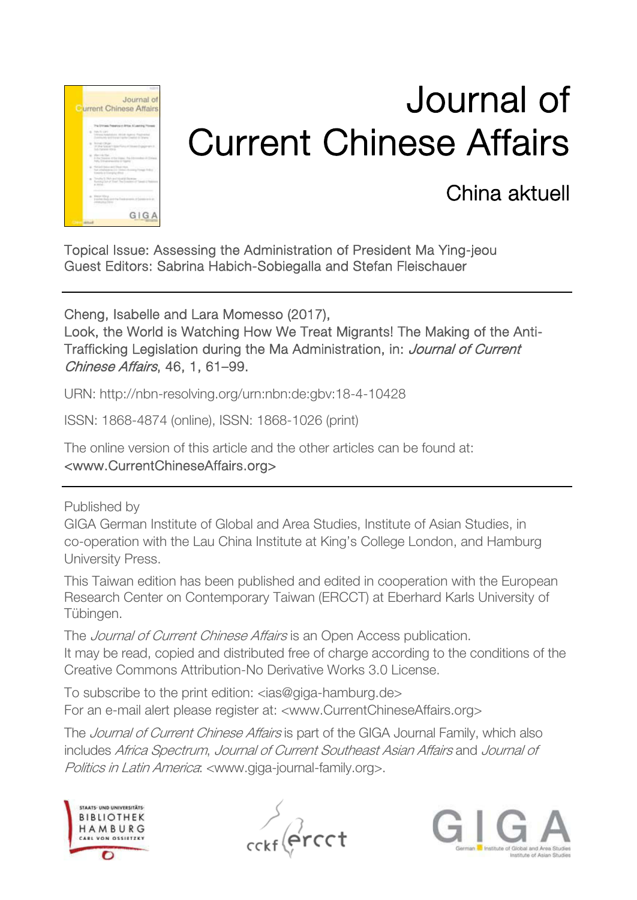# Journal of Current Chinese Affairs

## China aktuell

Topical Issue: Assessing the Administration of President Ma Ying-jeou
Guest Editors: Sabrina Habich-Sobiegalla and Stefan Fleischauer

---

Cheng, Isabelle and Lara Momesso (2017),
Look, the World is Watching How We Treat Migrants! The Making of the Anti-Trafficking Legislation during the Ma Administration, in: *Journal of Current Chinese Affairs*, 46, 1, 61–99.

URN: http://nbn-resolving.org/urn:nbn:de:gbv:18-4-10428

ISSN: 1868-4874 (online), ISSN: 1868-1026 (print)

The online version of this article and the other articles can be found at:
<www.CurrentChineseAffairs.org>

---

Published by
GIGA German Institute of Global and Area Studies, Institute of Asian Studies, in co-operation with the Lau China Institute at King's College London, and Hamburg University Press.

This Taiwan edition has been published and edited in cooperation with the European Research Center on Contemporary Taiwan (ERCCT) at Eberhard Karls University of Tübingen.

The *Journal of Current Chinese Affairs* is an Open Access publication.
It may be read, copied and distributed free of charge according to the conditions of the Creative Commons Attribution-No Derivative Works 3.0 License.

To subscribe to the print edition: <ias@giga-hamburg.de>
For an e-mail alert please register at: <www.CurrentChineseAffairs.org>

The *Journal of Current Chinese Affairs* is part of the GIGA Journal Family, which also includes *Africa Spectrum*, *Journal of Current Southeast Asian Affairs* and *Journal of Politics in Latin America*: <www.giga-journal-family.org>.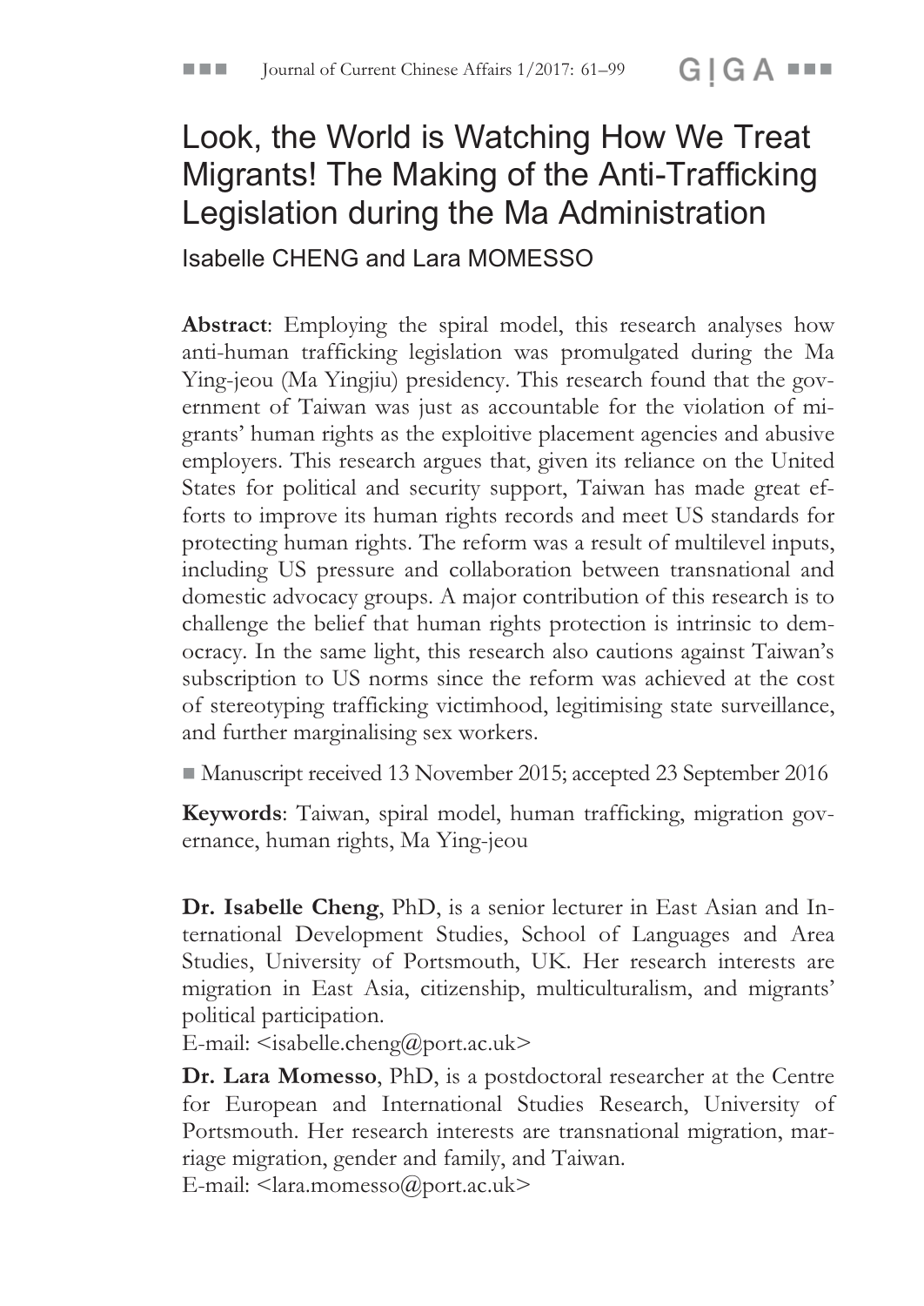# Look, the World is Watching How We Treat Migrants! The Making of the Anti-Trafficking Legislation during the Ma Administration

Isabelle CHENG and Lara MOMESSO

**Abstract**: Employing the spiral model, this research analyses how anti-human trafficking legislation was promulgated during the Ma Ying-jeou (Ma Yingjiu) presidency. This research found that the government of Taiwan was just as accountable for the violation of migrants' human rights as the exploitive placement agencies and abusive employers. This research argues that, given its reliance on the United States for political and security support, Taiwan has made great efforts to improve its human rights records and meet US standards for protecting human rights. The reform was a result of multilevel inputs, including US pressure and collaboration between transnational and domestic advocacy groups. A major contribution of this research is to challenge the belief that human rights protection is intrinsic to democracy. In the same light, this research also cautions against Taiwan's subscription to US norms since the reform was achieved at the cost of stereotyping trafficking victimhood, legitimising state surveillance, and further marginalising sex workers.

■ Manuscript received 13 November 2015; accepted 23 September 2016

**Keywords**: Taiwan, spiral model, human trafficking, migration governance, human rights, Ma Ying-jeou

**Dr. Isabelle Cheng**, PhD, is a senior lecturer in East Asian and International Development Studies, School of Languages and Area Studies, University of Portsmouth, UK. Her research interests are migration in East Asia, citizenship, multiculturalism, and migrants' political participation.
E-mail: <isabelle.cheng@port.ac.uk>

**Dr. Lara Momesso**, PhD, is a postdoctoral researcher at the Centre for European and International Studies Research, University of Portsmouth. Her research interests are transnational migration, marriage migration, gender and family, and Taiwan.
E-mail: <lara.momesso@port.ac.uk>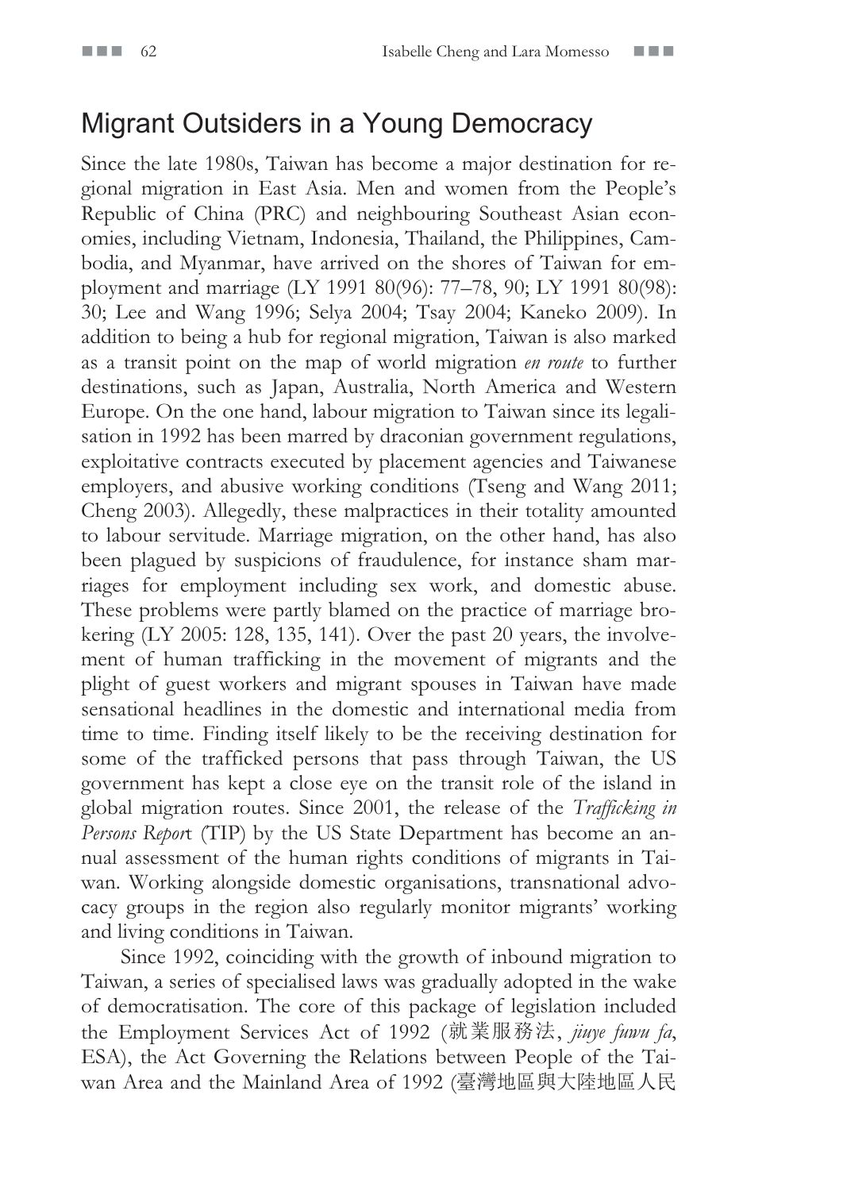## Migrant Outsiders in a Young Democracy

Since the late 1980s, Taiwan has become a major destination for regional migration in East Asia. Men and women from the People's Republic of China (PRC) and neighbouring Southeast Asian economies, including Vietnam, Indonesia, Thailand, the Philippines, Cambodia, and Myanmar, have arrived on the shores of Taiwan for employment and marriage (LY 1991 80(96): 77–78, 90; LY 1991 80(98): 30; Lee and Wang 1996; Selya 2004; Tsay 2004; Kaneko 2009). In addition to being a hub for regional migration, Taiwan is also marked as a transit point on the map of world migration *en route* to further destinations, such as Japan, Australia, North America and Western Europe. On the one hand, labour migration to Taiwan since its legalisation in 1992 has been marred by draconian government regulations, exploitative contracts executed by placement agencies and Taiwanese employers, and abusive working conditions (Tseng and Wang 2011; Cheng 2003). Allegedly, these malpractices in their totality amounted to labour servitude. Marriage migration, on the other hand, has also been plagued by suspicions of fraudulence, for instance sham marriages for employment including sex work, and domestic abuse. These problems were partly blamed on the practice of marriage brokering (LY 2005: 128, 135, 141). Over the past 20 years, the involvement of human trafficking in the movement of migrants and the plight of guest workers and migrant spouses in Taiwan have made sensational headlines in the domestic and international media from time to time. Finding itself likely to be the receiving destination for some of the trafficked persons that pass through Taiwan, the US government has kept a close eye on the transit role of the island in global migration routes. Since 2001, the release of the *Trafficking in Persons Report* (TIP) by the US State Department has become an annual assessment of the human rights conditions of migrants in Taiwan. Working alongside domestic organisations, transnational advocacy groups in the region also regularly monitor migrants' working and living conditions in Taiwan.

Since 1992, coinciding with the growth of inbound migration to Taiwan, a series of specialised laws was gradually adopted in the wake of democratisation. The core of this package of legislation included the Employment Services Act of 1992 (就業服務法, *jiuye fuwu fa*, ESA), the Act Governing the Relations between People of the Taiwan Area and the Mainland Area of 1992 (臺灣地區與大陸地區人民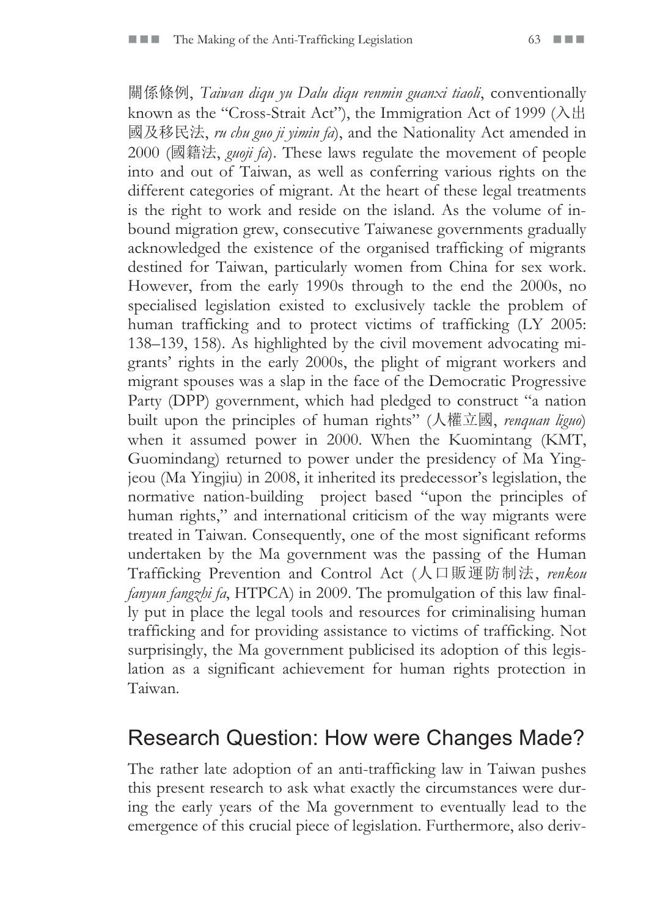關係條例, *Taiwan diqu yu Dalu diqu renmin guanxi tiaoli*, conventionally known as the "Cross-Strait Act"), the Immigration Act of 1999 (入出國及移民法, *ru chu guo ji yimin fa*), and the Nationality Act amended in 2000 (國籍法, *guoji fa*). These laws regulate the movement of people into and out of Taiwan, as well as conferring various rights on the different categories of migrant. At the heart of these legal treatments is the right to work and reside on the island. As the volume of inbound migration grew, consecutive Taiwanese governments gradually acknowledged the existence of the organised trafficking of migrants destined for Taiwan, particularly women from China for sex work. However, from the early 1990s through to the end the 2000s, no specialised legislation existed to exclusively tackle the problem of human trafficking and to protect victims of trafficking (LY 2005: 138–139, 158). As highlighted by the civil movement advocating migrants' rights in the early 2000s, the plight of migrant workers and migrant spouses was a slap in the face of the Democratic Progressive Party (DPP) government, which had pledged to construct "a nation built upon the principles of human rights" (人權立國, *renquan liguo*) when it assumed power in 2000. When the Kuomintang (KMT, Guomindang) returned to power under the presidency of Ma Ying-jeou (Ma Yingjiu) in 2008, it inherited its predecessor's legislation, the normative nation-building project based "upon the principles of human rights," and international criticism of the way migrants were treated in Taiwan. Consequently, one of the most significant reforms undertaken by the Ma government was the passing of the Human Trafficking Prevention and Control Act (人口販運防制法, *renkou fanyun fangzhi fa*, HTPCA) in 2009. The promulgation of this law finally put in place the legal tools and resources for criminalising human trafficking and for providing assistance to victims of trafficking. Not surprisingly, the Ma government publicised its adoption of this legislation as a significant achievement for human rights protection in Taiwan.

## Research Question: How were Changes Made?

The rather late adoption of an anti-trafficking law in Taiwan pushes this present research to ask what exactly the circumstances were during the early years of the Ma government to eventually lead to the emergence of this crucial piece of legislation. Furthermore, also deriv-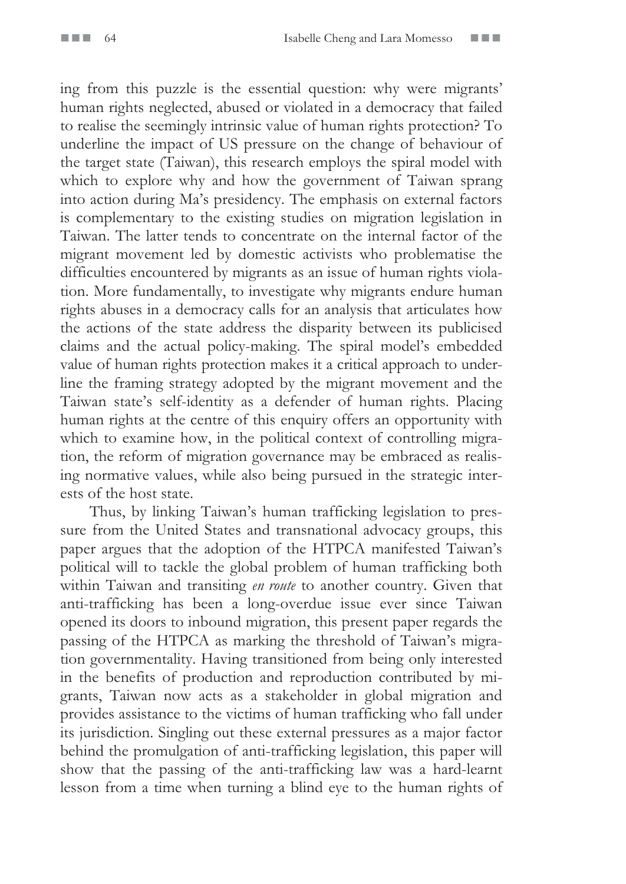ing from this puzzle is the essential question: why were migrants' human rights neglected, abused or violated in a democracy that failed to realise the seemingly intrinsic value of human rights protection? To underline the impact of US pressure on the change of behaviour of the target state (Taiwan), this research employs the spiral model with which to explore why and how the government of Taiwan sprang into action during Ma's presidency. The emphasis on external factors is complementary to the existing studies on migration legislation in Taiwan. The latter tends to concentrate on the internal factor of the migrant movement led by domestic activists who problematise the difficulties encountered by migrants as an issue of human rights violation. More fundamentally, to investigate why migrants endure human rights abuses in a democracy calls for an analysis that articulates how the actions of the state address the disparity between its publicised claims and the actual policy-making. The spiral model's embedded value of human rights protection makes it a critical approach to underline the framing strategy adopted by the migrant movement and the Taiwan state's self-identity as a defender of human rights. Placing human rights at the centre of this enquiry offers an opportunity with which to examine how, in the political context of controlling migration, the reform of migration governance may be embraced as realising normative values, while also being pursued in the strategic interests of the host state.

Thus, by linking Taiwan's human trafficking legislation to pressure from the United States and transnational advocacy groups, this paper argues that the adoption of the HTPCA manifested Taiwan's political will to tackle the global problem of human trafficking both within Taiwan and transiting *en route* to another country. Given that anti-trafficking has been a long-overdue issue ever since Taiwan opened its doors to inbound migration, this present paper regards the passing of the HTPCA as marking the threshold of Taiwan's migration governmentality. Having transitioned from being only interested in the benefits of production and reproduction contributed by migrants, Taiwan now acts as a stakeholder in global migration and provides assistance to the victims of human trafficking who fall under its jurisdiction. Singling out these external pressures as a major factor behind the promulgation of anti-trafficking legislation, this paper will show that the passing of the anti-trafficking law was a hard-learnt lesson from a time when turning a blind eye to the human rights of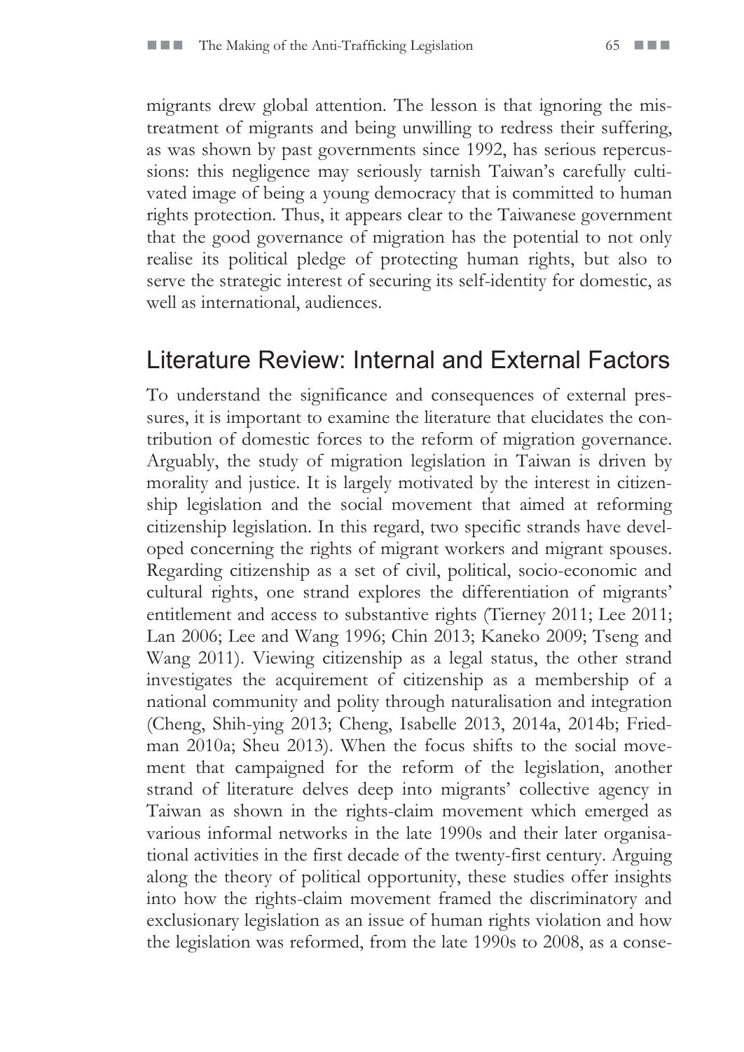migrants drew global attention. The lesson is that ignoring the mistreatment of migrants and being unwilling to redress their suffering, as was shown by past governments since 1992, has serious repercussions: this negligence may seriously tarnish Taiwan's carefully cultivated image of being a young democracy that is committed to human rights protection. Thus, it appears clear to the Taiwanese government that the good governance of migration has the potential to not only realise its political pledge of protecting human rights, but also to serve the strategic interest of securing its self-identity for domestic, as well as international, audiences.

## Literature Review: Internal and External Factors

To understand the significance and consequences of external pressures, it is important to examine the literature that elucidates the contribution of domestic forces to the reform of migration governance. Arguably, the study of migration legislation in Taiwan is driven by morality and justice. It is largely motivated by the interest in citizenship legislation and the social movement that aimed at reforming citizenship legislation. In this regard, two specific strands have developed concerning the rights of migrant workers and migrant spouses. Regarding citizenship as a set of civil, political, socio-economic and cultural rights, one strand explores the differentiation of migrants' entitlement and access to substantive rights (Tierney 2011; Lee 2011; Lan 2006; Lee and Wang 1996; Chin 2013; Kaneko 2009; Tseng and Wang 2011). Viewing citizenship as a legal status, the other strand investigates the acquirement of citizenship as a membership of a national community and polity through naturalisation and integration (Cheng, Shih-ying 2013; Cheng, Isabelle 2013, 2014a, 2014b; Friedman 2010a; Sheu 2013). When the focus shifts to the social movement that campaigned for the reform of the legislation, another strand of literature delves deep into migrants' collective agency in Taiwan as shown in the rights-claim movement which emerged as various informal networks in the late 1990s and their later organisational activities in the first decade of the twenty-first century. Arguing along the theory of political opportunity, these studies offer insights into how the rights-claim movement framed the discriminatory and exclusionary legislation as an issue of human rights violation and how the legislation was reformed, from the late 1990s to 2008, as a conse-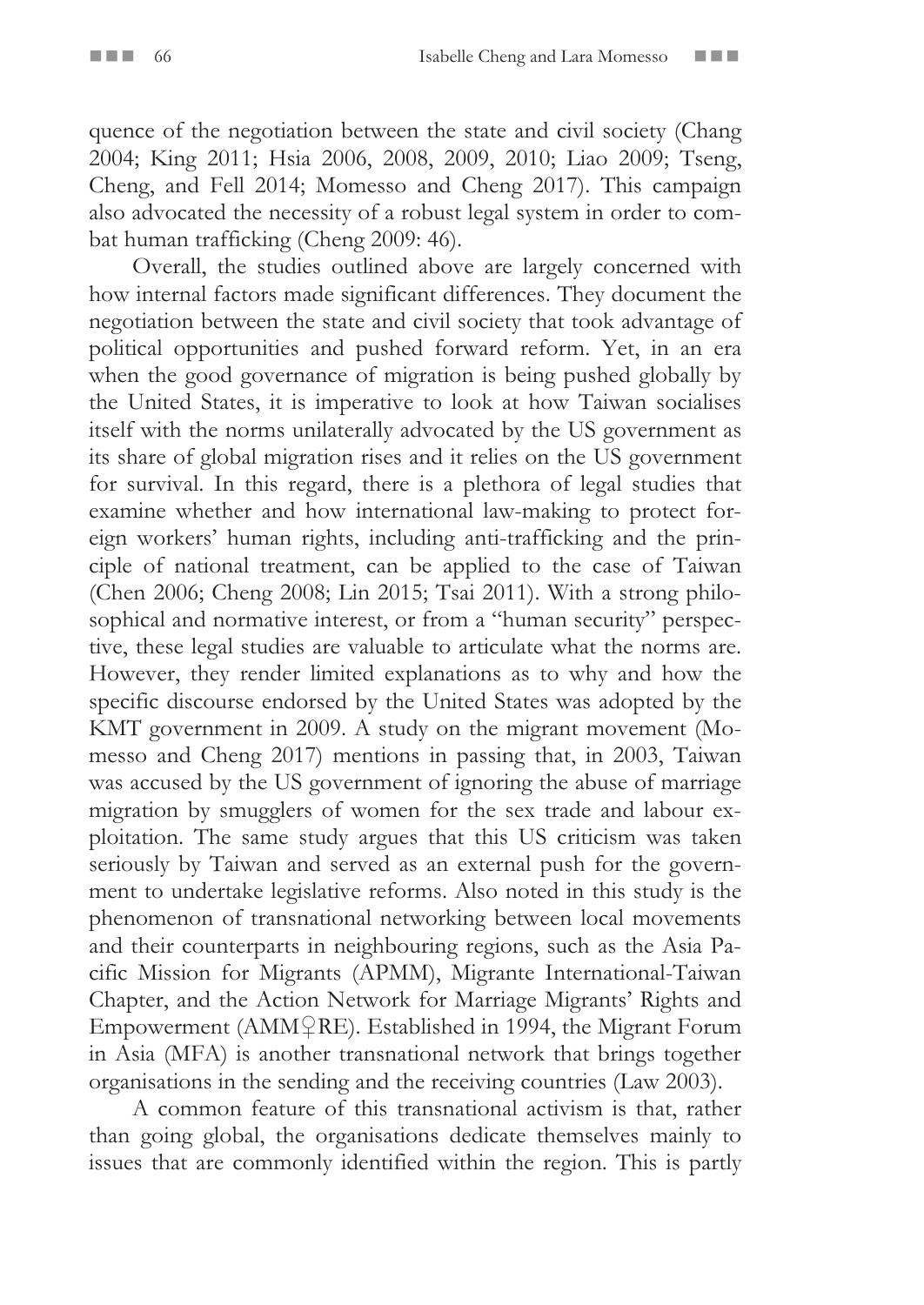quence of the negotiation between the state and civil society (Chang 2004; King 2011; Hsia 2006, 2008, 2009, 2010; Liao 2009; Tseng, Cheng, and Fell 2014; Momesso and Cheng 2017). This campaign also advocated the necessity of a robust legal system in order to combat human trafficking (Cheng 2009: 46).

Overall, the studies outlined above are largely concerned with how internal factors made significant differences. They document the negotiation between the state and civil society that took advantage of political opportunities and pushed forward reform. Yet, in an era when the good governance of migration is being pushed globally by the United States, it is imperative to look at how Taiwan socialises itself with the norms unilaterally advocated by the US government as its share of global migration rises and it relies on the US government for survival. In this regard, there is a plethora of legal studies that examine whether and how international law-making to protect foreign workers' human rights, including anti-trafficking and the principle of national treatment, can be applied to the case of Taiwan (Chen 2006; Cheng 2008; Lin 2015; Tsai 2011). With a strong philosophical and normative interest, or from a "human security" perspective, these legal studies are valuable to articulate what the norms are. However, they render limited explanations as to why and how the specific discourse endorsed by the United States was adopted by the KMT government in 2009. A study on the migrant movement (Momesso and Cheng 2017) mentions in passing that, in 2003, Taiwan was accused by the US government of ignoring the abuse of marriage migration by smugglers of women for the sex trade and labour exploitation. The same study argues that this US criticism was taken seriously by Taiwan and served as an external push for the government to undertake legislative reforms. Also noted in this study is the phenomenon of transnational networking between local movements and their counterparts in neighbouring regions, such as the Asia Pacific Mission for Migrants (APMM), Migrante International-Taiwan Chapter, and the Action Network for Marriage Migrants' Rights and Empowerment (AMM♀RE). Established in 1994, the Migrant Forum in Asia (MFA) is another transnational network that brings together organisations in the sending and the receiving countries (Law 2003).

A common feature of this transnational activism is that, rather than going global, the organisations dedicate themselves mainly to issues that are commonly identified within the region. This is partly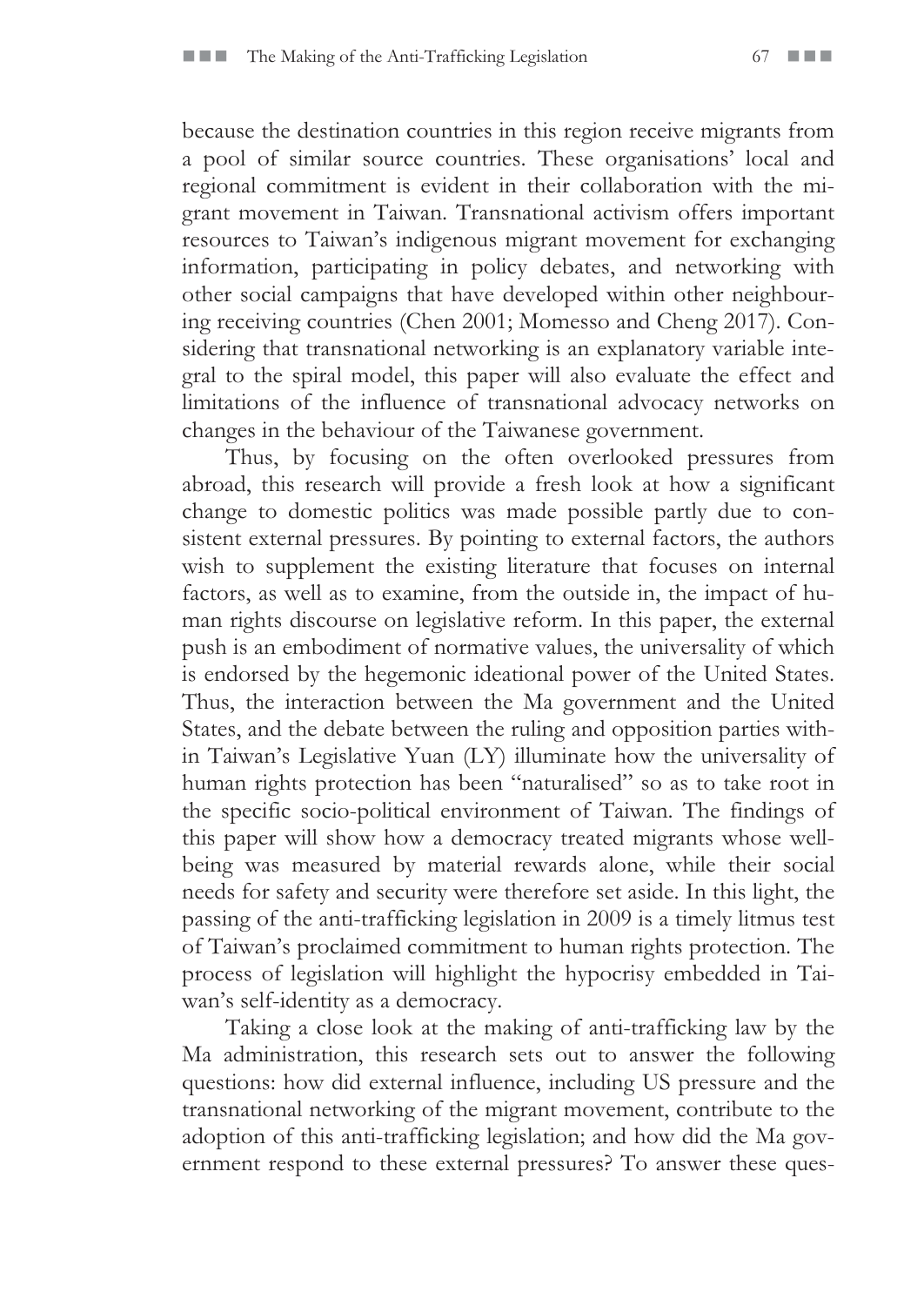because the destination countries in this region receive migrants from a pool of similar source countries. These organisations' local and regional commitment is evident in their collaboration with the migrant movement in Taiwan. Transnational activism offers important resources to Taiwan's indigenous migrant movement for exchanging information, participating in policy debates, and networking with other social campaigns that have developed within other neighbouring receiving countries (Chen 2001; Momesso and Cheng 2017). Considering that transnational networking is an explanatory variable integral to the spiral model, this paper will also evaluate the effect and limitations of the influence of transnational advocacy networks on changes in the behaviour of the Taiwanese government.

Thus, by focusing on the often overlooked pressures from abroad, this research will provide a fresh look at how a significant change to domestic politics was made possible partly due to consistent external pressures. By pointing to external factors, the authors wish to supplement the existing literature that focuses on internal factors, as well as to examine, from the outside in, the impact of human rights discourse on legislative reform. In this paper, the external push is an embodiment of normative values, the universality of which is endorsed by the hegemonic ideational power of the United States. Thus, the interaction between the Ma government and the United States, and the debate between the ruling and opposition parties within Taiwan's Legislative Yuan (LY) illuminate how the universality of human rights protection has been "naturalised" so as to take root in the specific socio-political environment of Taiwan. The findings of this paper will show how a democracy treated migrants whose well-being was measured by material rewards alone, while their social needs for safety and security were therefore set aside. In this light, the passing of the anti-trafficking legislation in 2009 is a timely litmus test of Taiwan's proclaimed commitment to human rights protection. The process of legislation will highlight the hypocrisy embedded in Taiwan's self-identity as a democracy.

Taking a close look at the making of anti-trafficking law by the Ma administration, this research sets out to answer the following questions: how did external influence, including US pressure and the transnational networking of the migrant movement, contribute to the adoption of this anti-trafficking legislation; and how did the Ma government respond to these external pressures? To answer these ques-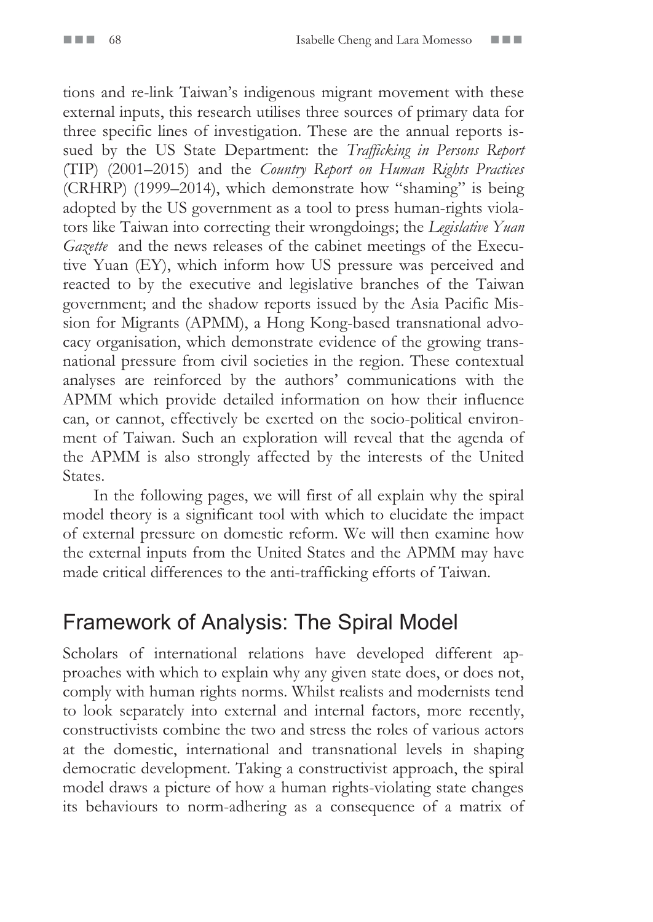tions and re-link Taiwan's indigenous migrant movement with these external inputs, this research utilises three sources of primary data for three specific lines of investigation. These are the annual reports issued by the US State Department: the *Trafficking in Persons Report* (TIP) (2001–2015) and the *Country Report on Human Rights Practices* (CRHRP) (1999–2014), which demonstrate how "shaming" is being adopted by the US government as a tool to press human-rights violators like Taiwan into correcting their wrongdoings; the *Legislative Yuan Gazette* and the news releases of the cabinet meetings of the Executive Yuan (EY), which inform how US pressure was perceived and reacted to by the executive and legislative branches of the Taiwan government; and the shadow reports issued by the Asia Pacific Mission for Migrants (APMM), a Hong Kong-based transnational advocacy organisation, which demonstrate evidence of the growing transnational pressure from civil societies in the region. These contextual analyses are reinforced by the authors' communications with the APMM which provide detailed information on how their influence can, or cannot, effectively be exerted on the socio-political environment of Taiwan. Such an exploration will reveal that the agenda of the APMM is also strongly affected by the interests of the United States.

In the following pages, we will first of all explain why the spiral model theory is a significant tool with which to elucidate the impact of external pressure on domestic reform. We will then examine how the external inputs from the United States and the APMM may have made critical differences to the anti-trafficking efforts of Taiwan.

## Framework of Analysis: The Spiral Model

Scholars of international relations have developed different approaches with which to explain why any given state does, or does not, comply with human rights norms. Whilst realists and modernists tend to look separately into external and internal factors, more recently, constructivists combine the two and stress the roles of various actors at the domestic, international and transnational levels in shaping democratic development. Taking a constructivist approach, the spiral model draws a picture of how a human rights-violating state changes its behaviours to norm-adhering as a consequence of a matrix of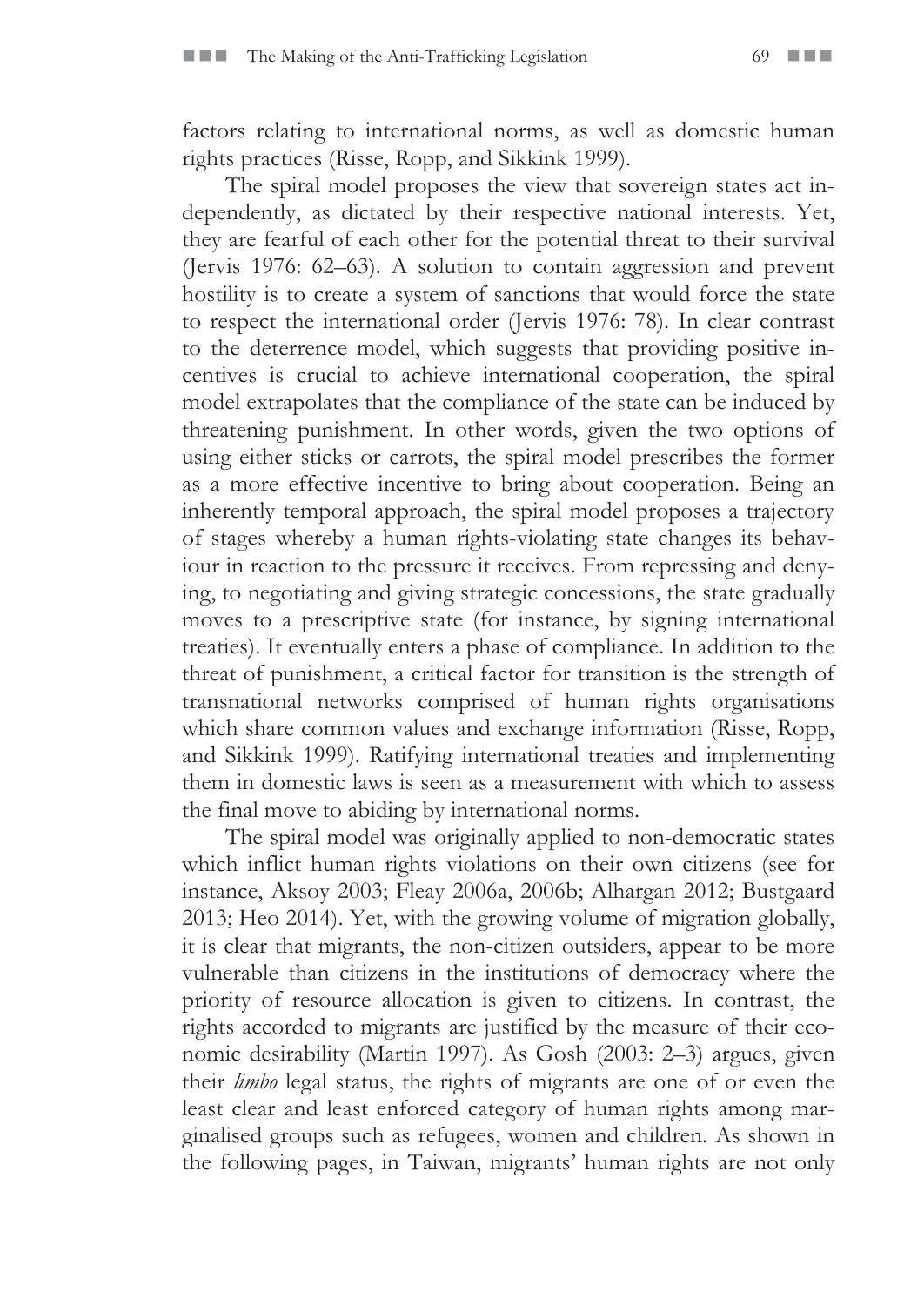factors relating to international norms, as well as domestic human rights practices (Risse, Ropp, and Sikkink 1999).

The spiral model proposes the view that sovereign states act independently, as dictated by their respective national interests. Yet, they are fearful of each other for the potential threat to their survival (Jervis 1976: 62–63). A solution to contain aggression and prevent hostility is to create a system of sanctions that would force the state to respect the international order (Jervis 1976: 78). In clear contrast to the deterrence model, which suggests that providing positive incentives is crucial to achieve international cooperation, the spiral model extrapolates that the compliance of the state can be induced by threatening punishment. In other words, given the two options of using either sticks or carrots, the spiral model prescribes the former as a more effective incentive to bring about cooperation. Being an inherently temporal approach, the spiral model proposes a trajectory of stages whereby a human rights-violating state changes its behaviour in reaction to the pressure it receives. From repressing and denying, to negotiating and giving strategic concessions, the state gradually moves to a prescriptive state (for instance, by signing international treaties). It eventually enters a phase of compliance. In addition to the threat of punishment, a critical factor for transition is the strength of transnational networks comprised of human rights organisations which share common values and exchange information (Risse, Ropp, and Sikkink 1999). Ratifying international treaties and implementing them in domestic laws is seen as a measurement with which to assess the final move to abiding by international norms.

The spiral model was originally applied to non-democratic states which inflict human rights violations on their own citizens (see for instance, Aksoy 2003; Fleay 2006a, 2006b; Alhargan 2012; Bustgaard 2013; Heo 2014). Yet, with the growing volume of migration globally, it is clear that migrants, the non-citizen outsiders, appear to be more vulnerable than citizens in the institutions of democracy where the priority of resource allocation is given to citizens. In contrast, the rights accorded to migrants are justified by the measure of their economic desirability (Martin 1997). As Gosh (2003: 2–3) argues, given their *limbo* legal status, the rights of migrants are one of or even the least clear and least enforced category of human rights among marginalised groups such as refugees, women and children. As shown in the following pages, in Taiwan, migrants' human rights are not only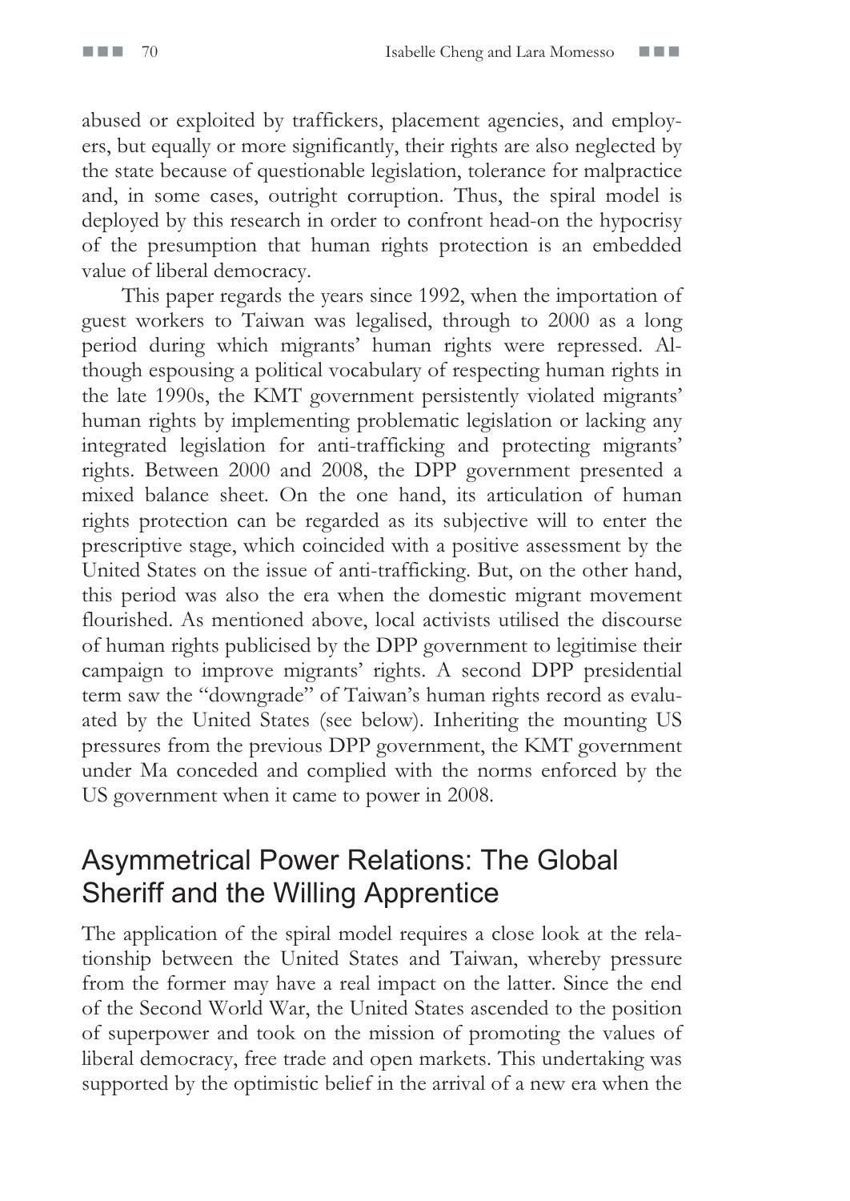abused or exploited by traffickers, placement agencies, and employers, but equally or more significantly, their rights are also neglected by the state because of questionable legislation, tolerance for malpractice and, in some cases, outright corruption. Thus, the spiral model is deployed by this research in order to confront head-on the hypocrisy of the presumption that human rights protection is an embedded value of liberal democracy.

This paper regards the years since 1992, when the importation of guest workers to Taiwan was legalised, through to 2000 as a long period during which migrants' human rights were repressed. Although espousing a political vocabulary of respecting human rights in the late 1990s, the KMT government persistently violated migrants' human rights by implementing problematic legislation or lacking any integrated legislation for anti-trafficking and protecting migrants' rights. Between 2000 and 2008, the DPP government presented a mixed balance sheet. On the one hand, its articulation of human rights protection can be regarded as its subjective will to enter the prescriptive stage, which coincided with a positive assessment by the United States on the issue of anti-trafficking. But, on the other hand, this period was also the era when the domestic migrant movement flourished. As mentioned above, local activists utilised the discourse of human rights publicised by the DPP government to legitimise their campaign to improve migrants' rights. A second DPP presidential term saw the "downgrade" of Taiwan's human rights record as evaluated by the United States (see below). Inheriting the mounting US pressures from the previous DPP government, the KMT government under Ma conceded and complied with the norms enforced by the US government when it came to power in 2008.

## Asymmetrical Power Relations: The Global Sheriff and the Willing Apprentice

The application of the spiral model requires a close look at the relationship between the United States and Taiwan, whereby pressure from the former may have a real impact on the latter. Since the end of the Second World War, the United States ascended to the position of superpower and took on the mission of promoting the values of liberal democracy, free trade and open markets. This undertaking was supported by the optimistic belief in the arrival of a new era when the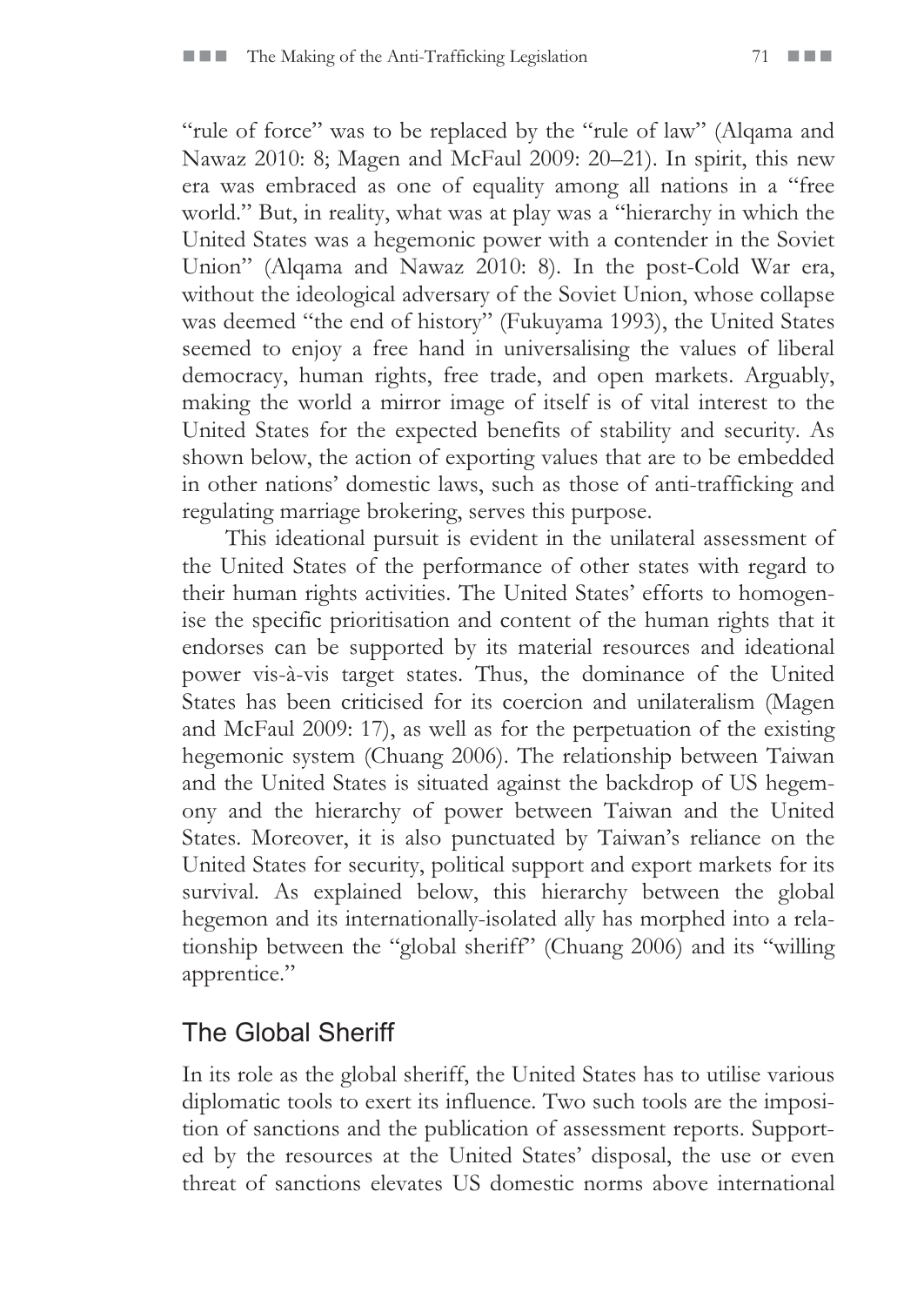"rule of force" was to be replaced by the "rule of law" (Alqama and Nawaz 2010: 8; Magen and McFaul 2009: 20–21). In spirit, this new era was embraced as one of equality among all nations in a "free world." But, in reality, what was at play was a "hierarchy in which the United States was a hegemonic power with a contender in the Soviet Union" (Alqama and Nawaz 2010: 8). In the post-Cold War era, without the ideological adversary of the Soviet Union, whose collapse was deemed "the end of history" (Fukuyama 1993), the United States seemed to enjoy a free hand in universalising the values of liberal democracy, human rights, free trade, and open markets. Arguably, making the world a mirror image of itself is of vital interest to the United States for the expected benefits of stability and security. As shown below, the action of exporting values that are to be embedded in other nations' domestic laws, such as those of anti-trafficking and regulating marriage brokering, serves this purpose.

This ideational pursuit is evident in the unilateral assessment of the United States of the performance of other states with regard to their human rights activities. The United States' efforts to homogenise the specific prioritisation and content of the human rights that it endorses can be supported by its material resources and ideational power vis-à-vis target states. Thus, the dominance of the United States has been criticised for its coercion and unilateralism (Magen and McFaul 2009: 17), as well as for the perpetuation of the existing hegemonic system (Chuang 2006). The relationship between Taiwan and the United States is situated against the backdrop of US hegemony and the hierarchy of power between Taiwan and the United States. Moreover, it is also punctuated by Taiwan's reliance on the United States for security, political support and export markets for its survival. As explained below, this hierarchy between the global hegemon and its internationally-isolated ally has morphed into a relationship between the "global sheriff" (Chuang 2006) and its "willing apprentice."

## The Global Sheriff

In its role as the global sheriff, the United States has to utilise various diplomatic tools to exert its influence. Two such tools are the imposition of sanctions and the publication of assessment reports. Supported by the resources at the United States' disposal, the use or even threat of sanctions elevates US domestic norms above international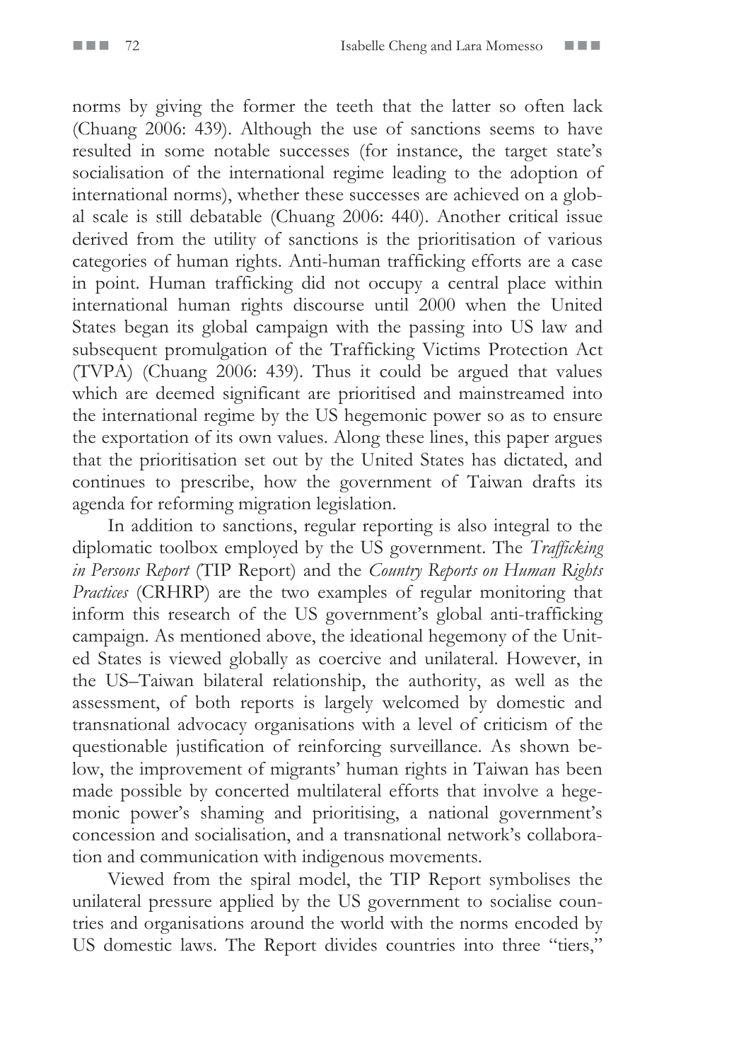norms by giving the former the teeth that the latter so often lack (Chuang 2006: 439). Although the use of sanctions seems to have resulted in some notable successes (for instance, the target state's socialisation of the international regime leading to the adoption of international norms), whether these successes are achieved on a global scale is still debatable (Chuang 2006: 440). Another critical issue derived from the utility of sanctions is the prioritisation of various categories of human rights. Anti-human trafficking efforts are a case in point. Human trafficking did not occupy a central place within international human rights discourse until 2000 when the United States began its global campaign with the passing into US law and subsequent promulgation of the Trafficking Victims Protection Act (TVPA) (Chuang 2006: 439). Thus it could be argued that values which are deemed significant are prioritised and mainstreamed into the international regime by the US hegemonic power so as to ensure the exportation of its own values. Along these lines, this paper argues that the prioritisation set out by the United States has dictated, and continues to prescribe, how the government of Taiwan drafts its agenda for reforming migration legislation.

In addition to sanctions, regular reporting is also integral to the diplomatic toolbox employed by the US government. The *Trafficking in Persons Report* (TIP Report) and the *Country Reports on Human Rights Practices* (CRHRP) are the two examples of regular monitoring that inform this research of the US government's global anti-trafficking campaign. As mentioned above, the ideational hegemony of the United States is viewed globally as coercive and unilateral. However, in the US–Taiwan bilateral relationship, the authority, as well as the assessment, of both reports is largely welcomed by domestic and transnational advocacy organisations with a level of criticism of the questionable justification of reinforcing surveillance. As shown below, the improvement of migrants' human rights in Taiwan has been made possible by concerted multilateral efforts that involve a hegemonic power's shaming and prioritising, a national government's concession and socialisation, and a transnational network's collaboration and communication with indigenous movements.

Viewed from the spiral model, the TIP Report symbolises the unilateral pressure applied by the US government to socialise countries and organisations around the world with the norms encoded by US domestic laws. The Report divides countries into three "tiers,"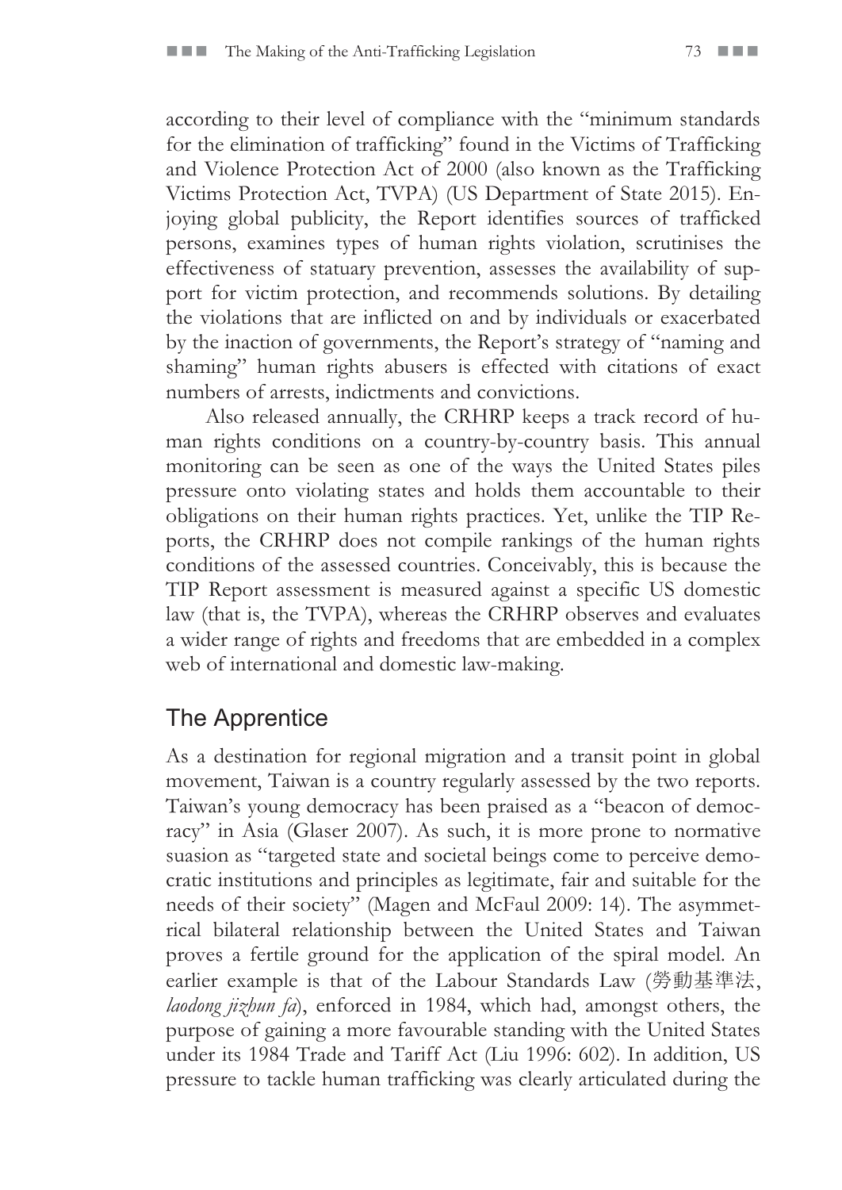according to their level of compliance with the "minimum standards for the elimination of trafficking" found in the Victims of Trafficking and Violence Protection Act of 2000 (also known as the Trafficking Victims Protection Act, TVPA) (US Department of State 2015). Enjoying global publicity, the Report identifies sources of trafficked persons, examines types of human rights violation, scrutinises the effectiveness of statuary prevention, assesses the availability of support for victim protection, and recommends solutions. By detailing the violations that are inflicted on and by individuals or exacerbated by the inaction of governments, the Report's strategy of "naming and shaming" human rights abusers is effected with citations of exact numbers of arrests, indictments and convictions.

Also released annually, the CRHRP keeps a track record of human rights conditions on a country-by-country basis. This annual monitoring can be seen as one of the ways the United States piles pressure onto violating states and holds them accountable to their obligations on their human rights practices. Yet, unlike the TIP Reports, the CRHRP does not compile rankings of the human rights conditions of the assessed countries. Conceivably, this is because the TIP Report assessment is measured against a specific US domestic law (that is, the TVPA), whereas the CRHRP observes and evaluates a wider range of rights and freedoms that are embedded in a complex web of international and domestic law-making.

## The Apprentice

As a destination for regional migration and a transit point in global movement, Taiwan is a country regularly assessed by the two reports. Taiwan's young democracy has been praised as a "beacon of democracy" in Asia (Glaser 2007). As such, it is more prone to normative suasion as "targeted state and societal beings come to perceive democratic institutions and principles as legitimate, fair and suitable for the needs of their society" (Magen and McFaul 2009: 14). The asymmetrical bilateral relationship between the United States and Taiwan proves a fertile ground for the application of the spiral model. An earlier example is that of the Labour Standards Law (勞動基準法, *laodong jizhun fa*), enforced in 1984, which had, amongst others, the purpose of gaining a more favourable standing with the United States under its 1984 Trade and Tariff Act (Liu 1996: 602). In addition, US pressure to tackle human trafficking was clearly articulated during the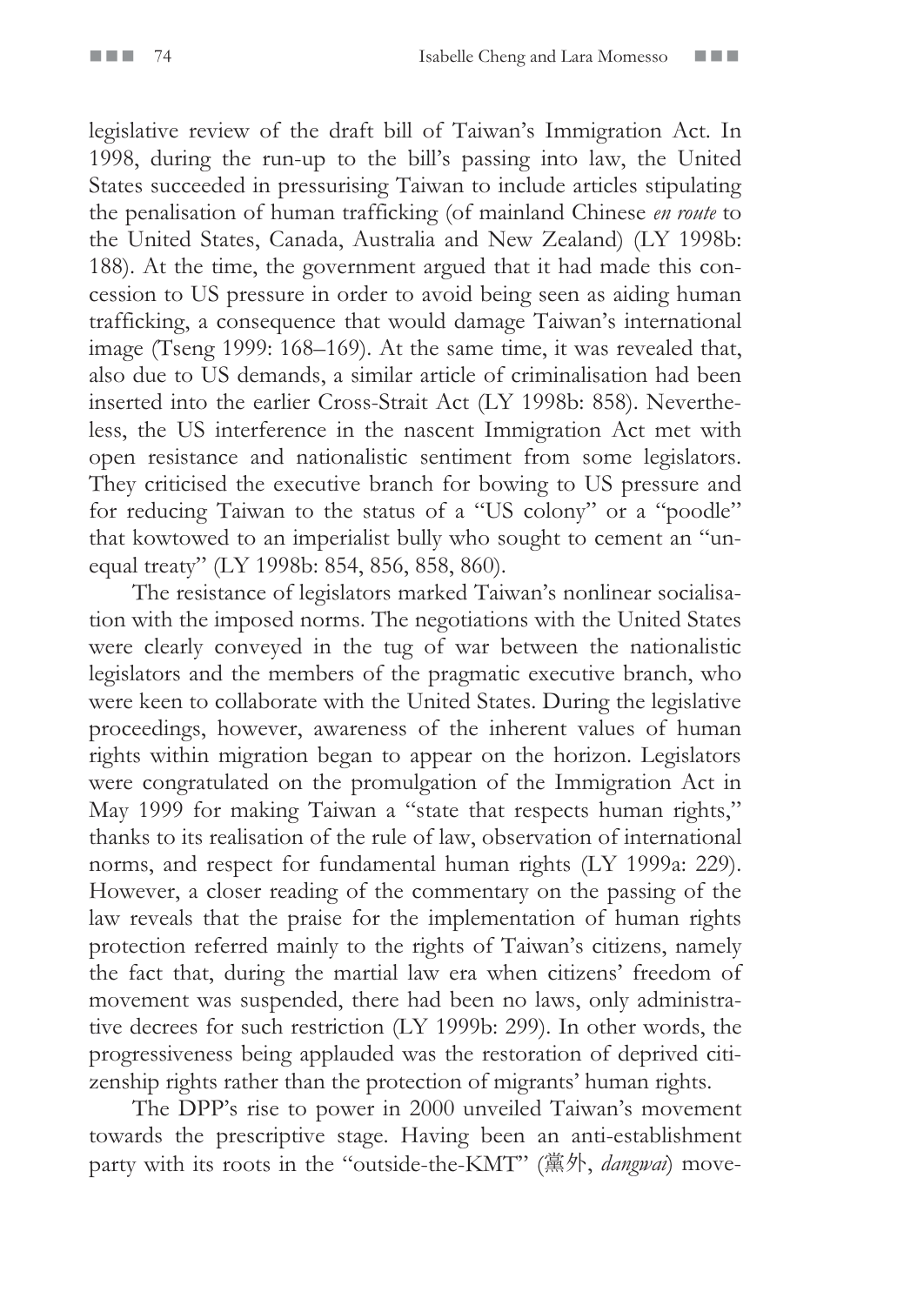legislative review of the draft bill of Taiwan's Immigration Act. In 1998, during the run-up to the bill's passing into law, the United States succeeded in pressurising Taiwan to include articles stipulating the penalisation of human trafficking (of mainland Chinese *en route* to the United States, Canada, Australia and New Zealand) (LY 1998b: 188). At the time, the government argued that it had made this concession to US pressure in order to avoid being seen as aiding human trafficking, a consequence that would damage Taiwan's international image (Tseng 1999: 168–169). At the same time, it was revealed that, also due to US demands, a similar article of criminalisation had been inserted into the earlier Cross-Strait Act (LY 1998b: 858). Nevertheless, the US interference in the nascent Immigration Act met with open resistance and nationalistic sentiment from some legislators. They criticised the executive branch for bowing to US pressure and for reducing Taiwan to the status of a "US colony" or a "poodle" that kowtowed to an imperialist bully who sought to cement an "unequal treaty" (LY 1998b: 854, 856, 858, 860).

The resistance of legislators marked Taiwan's nonlinear socialisation with the imposed norms. The negotiations with the United States were clearly conveyed in the tug of war between the nationalistic legislators and the members of the pragmatic executive branch, who were keen to collaborate with the United States. During the legislative proceedings, however, awareness of the inherent values of human rights within migration began to appear on the horizon. Legislators were congratulated on the promulgation of the Immigration Act in May 1999 for making Taiwan a "state that respects human rights," thanks to its realisation of the rule of law, observation of international norms, and respect for fundamental human rights (LY 1999a: 229). However, a closer reading of the commentary on the passing of the law reveals that the praise for the implementation of human rights protection referred mainly to the rights of Taiwan's citizens, namely the fact that, during the martial law era when citizens' freedom of movement was suspended, there had been no laws, only administrative decrees for such restriction (LY 1999b: 299). In other words, the progressiveness being applauded was the restoration of deprived citizenship rights rather than the protection of migrants' human rights.

The DPP's rise to power in 2000 unveiled Taiwan's movement towards the prescriptive stage. Having been an anti-establishment party with its roots in the "outside-the-KMT" (黨外, *dangwai*) move-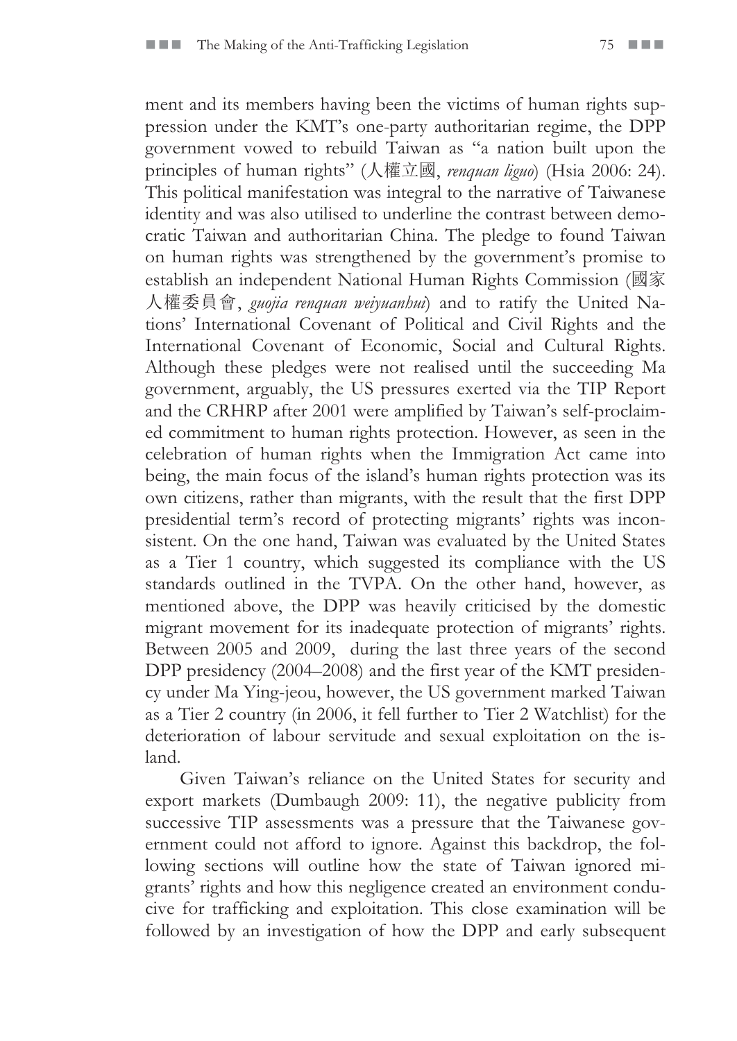ment and its members having been the victims of human rights suppression under the KMT's one-party authoritarian regime, the DPP government vowed to rebuild Taiwan as "a nation built upon the principles of human rights" (人權立國, *renquan liguo*) (Hsia 2006: 24). This political manifestation was integral to the narrative of Taiwanese identity and was also utilised to underline the contrast between democratic Taiwan and authoritarian China. The pledge to found Taiwan on human rights was strengthened by the government's promise to establish an independent National Human Rights Commission (國家人權委員會, *guojia renquan weiyuanhui*) and to ratify the United Nations' International Covenant of Political and Civil Rights and the International Covenant of Economic, Social and Cultural Rights. Although these pledges were not realised until the succeeding Ma government, arguably, the US pressures exerted via the TIP Report and the CRHRP after 2001 were amplified by Taiwan's self-proclaimed commitment to human rights protection. However, as seen in the celebration of human rights when the Immigration Act came into being, the main focus of the island's human rights protection was its own citizens, rather than migrants, with the result that the first DPP presidential term's record of protecting migrants' rights was inconsistent. On the one hand, Taiwan was evaluated by the United States as a Tier 1 country, which suggested its compliance with the US standards outlined in the TVPA. On the other hand, however, as mentioned above, the DPP was heavily criticised by the domestic migrant movement for its inadequate protection of migrants' rights. Between 2005 and 2009, during the last three years of the second DPP presidency (2004–2008) and the first year of the KMT presidency under Ma Ying-jeou, however, the US government marked Taiwan as a Tier 2 country (in 2006, it fell further to Tier 2 Watchlist) for the deterioration of labour servitude and sexual exploitation on the island.

Given Taiwan's reliance on the United States for security and export markets (Dumbaugh 2009: 11), the negative publicity from successive TIP assessments was a pressure that the Taiwanese government could not afford to ignore. Against this backdrop, the following sections will outline how the state of Taiwan ignored migrants' rights and how this negligence created an environment conducive for trafficking and exploitation. This close examination will be followed by an investigation of how the DPP and early subsequent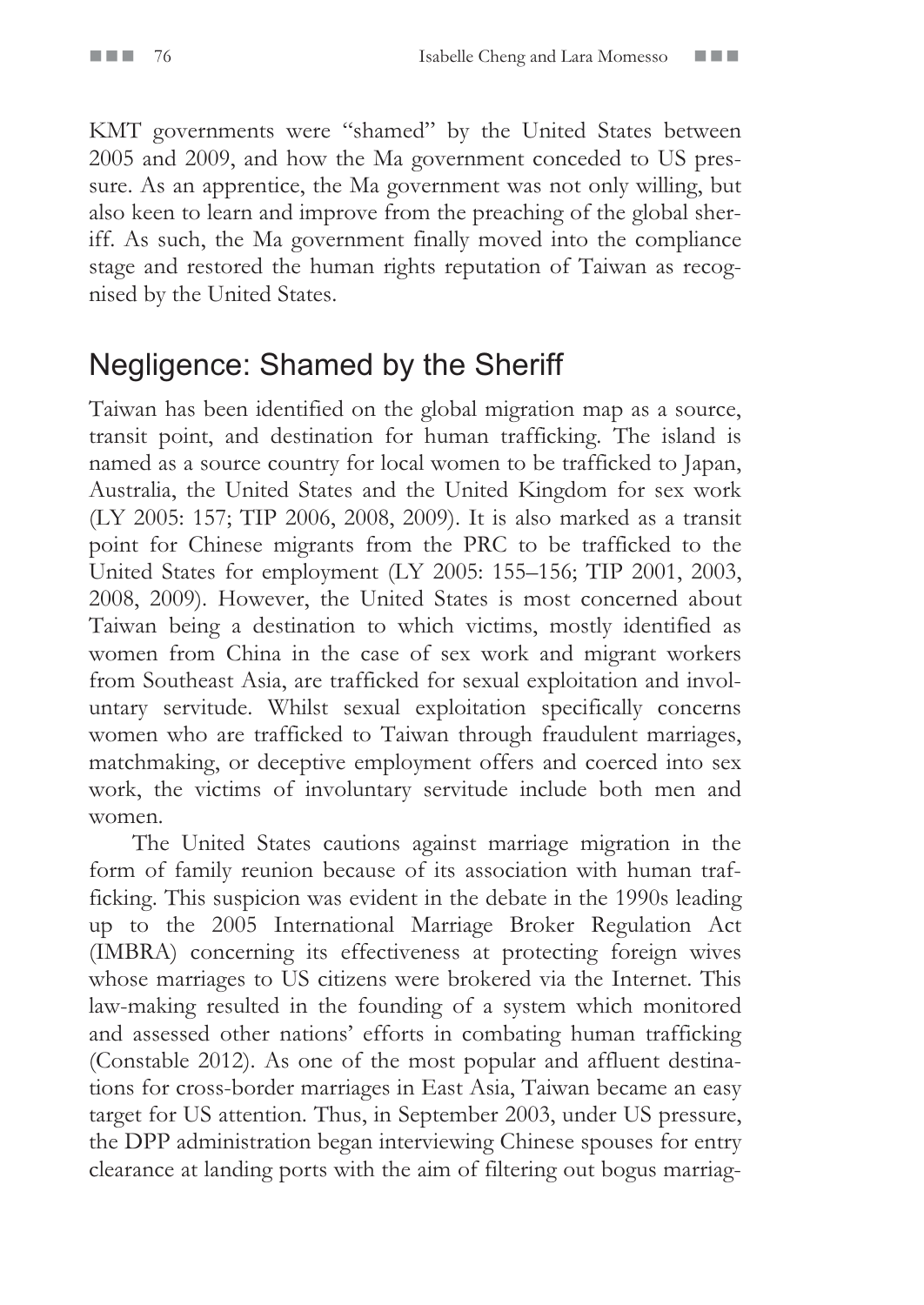KMT governments were "shamed" by the United States between 2005 and 2009, and how the Ma government conceded to US pressure. As an apprentice, the Ma government was not only willing, but also keen to learn and improve from the preaching of the global sheriff. As such, the Ma government finally moved into the compliance stage and restored the human rights reputation of Taiwan as recognised by the United States.

## Negligence: Shamed by the Sheriff

Taiwan has been identified on the global migration map as a source, transit point, and destination for human trafficking. The island is named as a source country for local women to be trafficked to Japan, Australia, the United States and the United Kingdom for sex work (LY 2005: 157; TIP 2006, 2008, 2009). It is also marked as a transit point for Chinese migrants from the PRC to be trafficked to the United States for employment (LY 2005: 155–156; TIP 2001, 2003, 2008, 2009). However, the United States is most concerned about Taiwan being a destination to which victims, mostly identified as women from China in the case of sex work and migrant workers from Southeast Asia, are trafficked for sexual exploitation and involuntary servitude. Whilst sexual exploitation specifically concerns women who are trafficked to Taiwan through fraudulent marriages, matchmaking, or deceptive employment offers and coerced into sex work, the victims of involuntary servitude include both men and women.

The United States cautions against marriage migration in the form of family reunion because of its association with human trafficking. This suspicion was evident in the debate in the 1990s leading up to the 2005 International Marriage Broker Regulation Act (IMBRA) concerning its effectiveness at protecting foreign wives whose marriages to US citizens were brokered via the Internet. This law-making resulted in the founding of a system which monitored and assessed other nations' efforts in combating human trafficking (Constable 2012). As one of the most popular and affluent destinations for cross-border marriages in East Asia, Taiwan became an easy target for US attention. Thus, in September 2003, under US pressure, the DPP administration began interviewing Chinese spouses for entry clearance at landing ports with the aim of filtering out bogus marriag-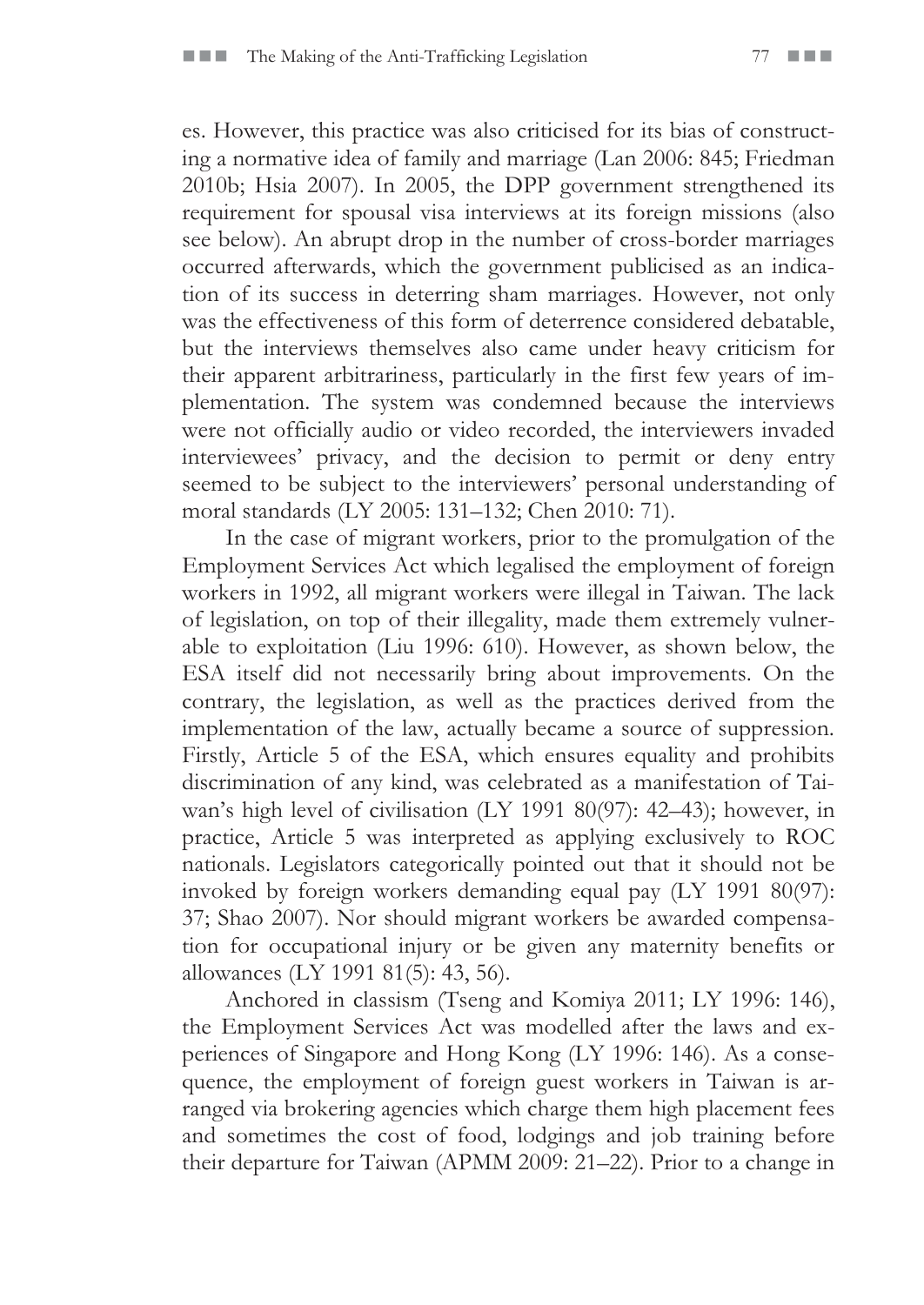es. However, this practice was also criticised for its bias of constructing a normative idea of family and marriage (Lan 2006: 845; Friedman 2010b; Hsia 2007). In 2005, the DPP government strengthened its requirement for spousal visa interviews at its foreign missions (also see below). An abrupt drop in the number of cross-border marriages occurred afterwards, which the government publicised as an indication of its success in deterring sham marriages. However, not only was the effectiveness of this form of deterrence considered debatable, but the interviews themselves also came under heavy criticism for their apparent arbitrariness, particularly in the first few years of implementation. The system was condemned because the interviews were not officially audio or video recorded, the interviewers invaded interviewees' privacy, and the decision to permit or deny entry seemed to be subject to the interviewers' personal understanding of moral standards (LY 2005: 131–132; Chen 2010: 71).

In the case of migrant workers, prior to the promulgation of the Employment Services Act which legalised the employment of foreign workers in 1992, all migrant workers were illegal in Taiwan. The lack of legislation, on top of their illegality, made them extremely vulnerable to exploitation (Liu 1996: 610). However, as shown below, the ESA itself did not necessarily bring about improvements. On the contrary, the legislation, as well as the practices derived from the implementation of the law, actually became a source of suppression. Firstly, Article 5 of the ESA, which ensures equality and prohibits discrimination of any kind, was celebrated as a manifestation of Taiwan's high level of civilisation (LY 1991 80(97): 42–43); however, in practice, Article 5 was interpreted as applying exclusively to ROC nationals. Legislators categorically pointed out that it should not be invoked by foreign workers demanding equal pay (LY 1991 80(97): 37; Shao 2007). Nor should migrant workers be awarded compensation for occupational injury or be given any maternity benefits or allowances (LY 1991 81(5): 43, 56).

Anchored in classism (Tseng and Komiya 2011; LY 1996: 146), the Employment Services Act was modelled after the laws and experiences of Singapore and Hong Kong (LY 1996: 146). As a consequence, the employment of foreign guest workers in Taiwan is arranged via brokering agencies which charge them high placement fees and sometimes the cost of food, lodgings and job training before their departure for Taiwan (APMM 2009: 21–22). Prior to a change in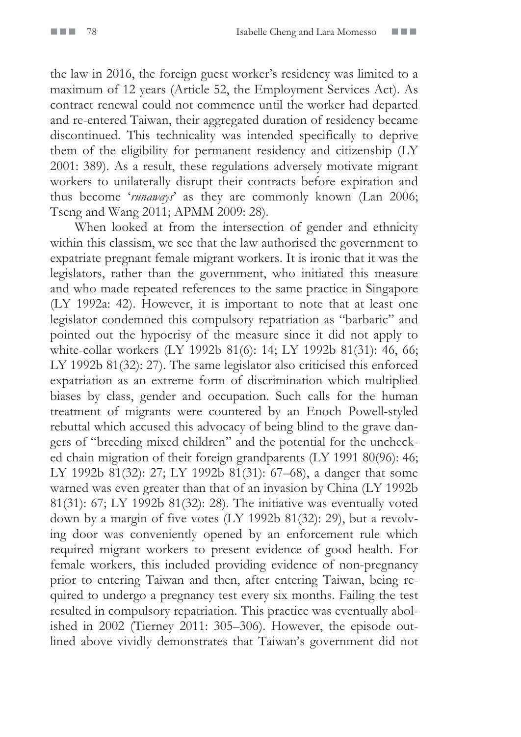the law in 2016, the foreign guest worker's residency was limited to a maximum of 12 years (Article 52, the Employment Services Act). As contract renewal could not commence until the worker had departed and re-entered Taiwan, their aggregated duration of residency became discontinued. This technicality was intended specifically to deprive them of the eligibility for permanent residency and citizenship (LY 2001: 389). As a result, these regulations adversely motivate migrant workers to unilaterally disrupt their contracts before expiration and thus become '*runaways*' as they are commonly known (Lan 2006; Tseng and Wang 2011; APMM 2009: 28).

When looked at from the intersection of gender and ethnicity within this classism, we see that the law authorised the government to expatriate pregnant female migrant workers. It is ironic that it was the legislators, rather than the government, who initiated this measure and who made repeated references to the same practice in Singapore (LY 1992a: 42). However, it is important to note that at least one legislator condemned this compulsory repatriation as "barbaric" and pointed out the hypocrisy of the measure since it did not apply to white-collar workers (LY 1992b 81(6): 14; LY 1992b 81(31): 46, 66; LY 1992b 81(32): 27). The same legislator also criticised this enforced expatriation as an extreme form of discrimination which multiplied biases by class, gender and occupation. Such calls for the human treatment of migrants were countered by an Enoch Powell-styled rebuttal which accused this advocacy of being blind to the grave dangers of "breeding mixed children" and the potential for the unchecked chain migration of their foreign grandparents (LY 1991 80(96): 46; LY 1992b 81(32): 27; LY 1992b 81(31): 67–68), a danger that some warned was even greater than that of an invasion by China (LY 1992b 81(31): 67; LY 1992b 81(32): 28). The initiative was eventually voted down by a margin of five votes (LY 1992b 81(32): 29), but a revolving door was conveniently opened by an enforcement rule which required migrant workers to present evidence of good health. For female workers, this included providing evidence of non-pregnancy prior to entering Taiwan and then, after entering Taiwan, being required to undergo a pregnancy test every six months. Failing the test resulted in compulsory repatriation. This practice was eventually abolished in 2002 (Tierney 2011: 305–306). However, the episode outlined above vividly demonstrates that Taiwan's government did not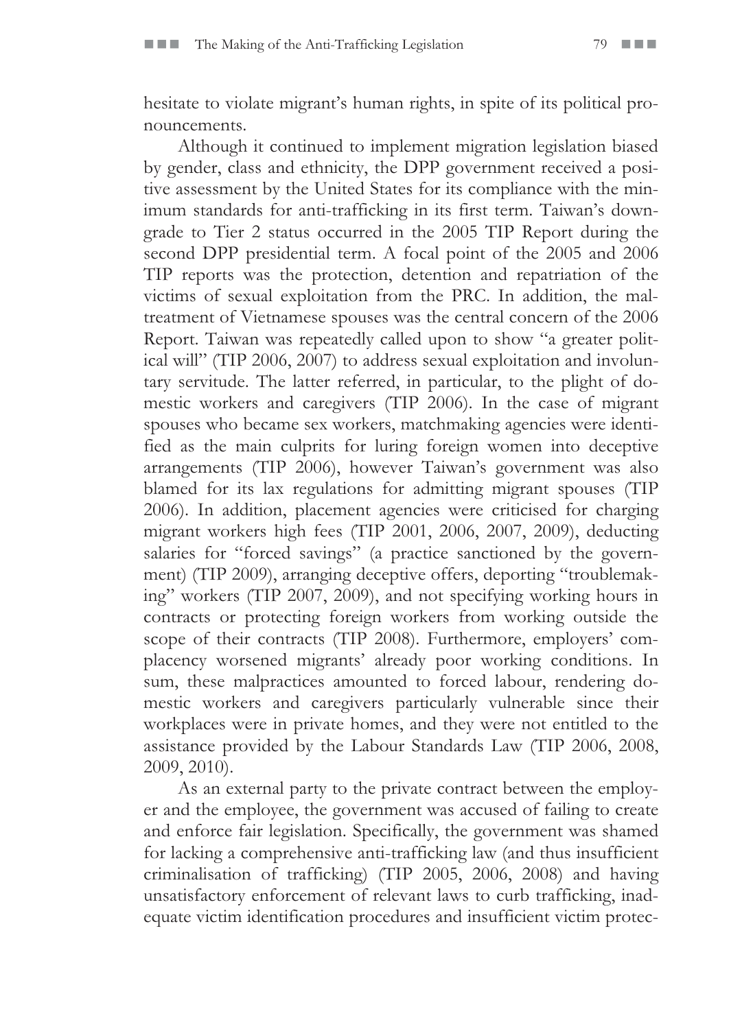hesitate to violate migrant's human rights, in spite of its political pronouncements.

Although it continued to implement migration legislation biased by gender, class and ethnicity, the DPP government received a positive assessment by the United States for its compliance with the minimum standards for anti-trafficking in its first term. Taiwan's downgrade to Tier 2 status occurred in the 2005 TIP Report during the second DPP presidential term. A focal point of the 2005 and 2006 TIP reports was the protection, detention and repatriation of the victims of sexual exploitation from the PRC. In addition, the maltreatment of Vietnamese spouses was the central concern of the 2006 Report. Taiwan was repeatedly called upon to show "a greater political will" (TIP 2006, 2007) to address sexual exploitation and involuntary servitude. The latter referred, in particular, to the plight of domestic workers and caregivers (TIP 2006). In the case of migrant spouses who became sex workers, matchmaking agencies were identified as the main culprits for luring foreign women into deceptive arrangements (TIP 2006), however Taiwan's government was also blamed for its lax regulations for admitting migrant spouses (TIP 2006). In addition, placement agencies were criticised for charging migrant workers high fees (TIP 2001, 2006, 2007, 2009), deducting salaries for "forced savings" (a practice sanctioned by the government) (TIP 2009), arranging deceptive offers, deporting "troublemaking" workers (TIP 2007, 2009), and not specifying working hours in contracts or protecting foreign workers from working outside the scope of their contracts (TIP 2008). Furthermore, employers' complacency worsened migrants' already poor working conditions. In sum, these malpractices amounted to forced labour, rendering domestic workers and caregivers particularly vulnerable since their workplaces were in private homes, and they were not entitled to the assistance provided by the Labour Standards Law (TIP 2006, 2008, 2009, 2010).

As an external party to the private contract between the employer and the employee, the government was accused of failing to create and enforce fair legislation. Specifically, the government was shamed for lacking a comprehensive anti-trafficking law (and thus insufficient criminalisation of trafficking) (TIP 2005, 2006, 2008) and having unsatisfactory enforcement of relevant laws to curb trafficking, inadequate victim identification procedures and insufficient victim protec-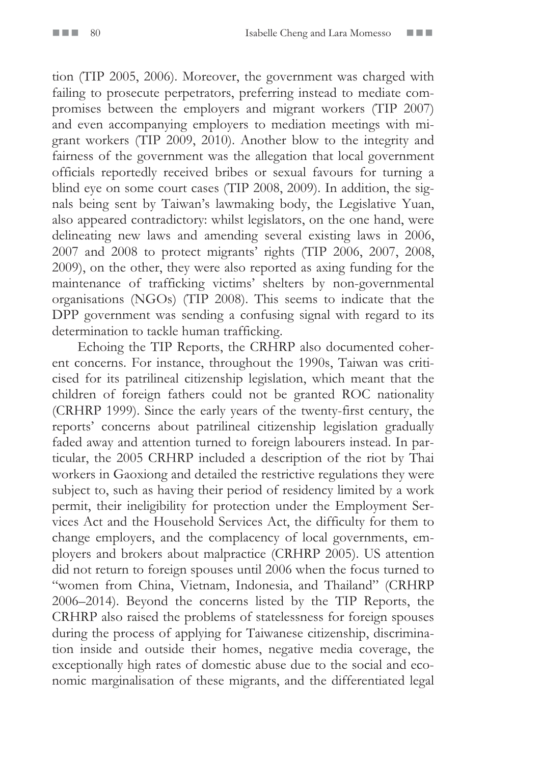tion (TIP 2005, 2006). Moreover, the government was charged with failing to prosecute perpetrators, preferring instead to mediate compromises between the employers and migrant workers (TIP 2007) and even accompanying employers to mediation meetings with migrant workers (TIP 2009, 2010). Another blow to the integrity and fairness of the government was the allegation that local government officials reportedly received bribes or sexual favours for turning a blind eye on some court cases (TIP 2008, 2009). In addition, the signals being sent by Taiwan's lawmaking body, the Legislative Yuan, also appeared contradictory: whilst legislators, on the one hand, were delineating new laws and amending several existing laws in 2006, 2007 and 2008 to protect migrants' rights (TIP 2006, 2007, 2008, 2009), on the other, they were also reported as axing funding for the maintenance of trafficking victims' shelters by non-governmental organisations (NGOs) (TIP 2008). This seems to indicate that the DPP government was sending a confusing signal with regard to its determination to tackle human trafficking.

Echoing the TIP Reports, the CRHRP also documented coherent concerns. For instance, throughout the 1990s, Taiwan was criticised for its patrilineal citizenship legislation, which meant that the children of foreign fathers could not be granted ROC nationality (CRHRP 1999). Since the early years of the twenty-first century, the reports' concerns about patrilineal citizenship legislation gradually faded away and attention turned to foreign labourers instead. In particular, the 2005 CRHRP included a description of the riot by Thai workers in Gaoxiong and detailed the restrictive regulations they were subject to, such as having their period of residency limited by a work permit, their ineligibility for protection under the Employment Services Act and the Household Services Act, the difficulty for them to change employers, and the complacency of local governments, employers and brokers about malpractice (CRHRP 2005). US attention did not return to foreign spouses until 2006 when the focus turned to "women from China, Vietnam, Indonesia, and Thailand" (CRHRP 2006–2014). Beyond the concerns listed by the TIP Reports, the CRHRP also raised the problems of statelessness for foreign spouses during the process of applying for Taiwanese citizenship, discrimination inside and outside their homes, negative media coverage, the exceptionally high rates of domestic abuse due to the social and economic marginalisation of these migrants, and the differentiated legal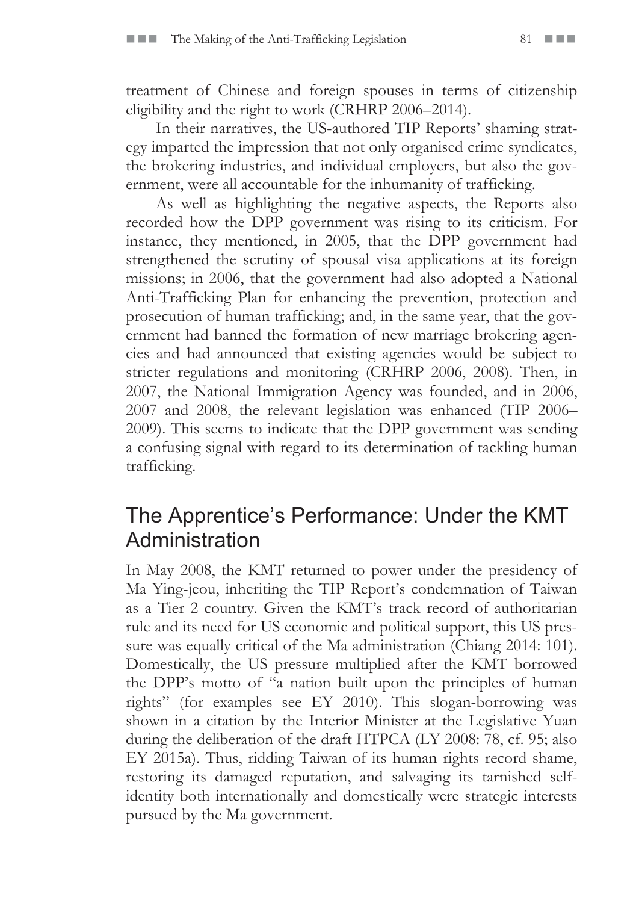treatment of Chinese and foreign spouses in terms of citizenship eligibility and the right to work (CRHRP 2006–2014).

In their narratives, the US-authored TIP Reports' shaming strategy imparted the impression that not only organised crime syndicates, the brokering industries, and individual employers, but also the government, were all accountable for the inhumanity of trafficking.

As well as highlighting the negative aspects, the Reports also recorded how the DPP government was rising to its criticism. For instance, they mentioned, in 2005, that the DPP government had strengthened the scrutiny of spousal visa applications at its foreign missions; in 2006, that the government had also adopted a National Anti-Trafficking Plan for enhancing the prevention, protection and prosecution of human trafficking; and, in the same year, that the government had banned the formation of new marriage brokering agencies and had announced that existing agencies would be subject to stricter regulations and monitoring (CRHRP 2006, 2008). Then, in 2007, the National Immigration Agency was founded, and in 2006, 2007 and 2008, the relevant legislation was enhanced (TIP 2006–2009). This seems to indicate that the DPP government was sending a confusing signal with regard to its determination of tackling human trafficking.

## The Apprentice's Performance: Under the KMT Administration

In May 2008, the KMT returned to power under the presidency of Ma Ying-jeou, inheriting the TIP Report's condemnation of Taiwan as a Tier 2 country. Given the KMT's track record of authoritarian rule and its need for US economic and political support, this US pressure was equally critical of the Ma administration (Chiang 2014: 101). Domestically, the US pressure multiplied after the KMT borrowed the DPP's motto of "a nation built upon the principles of human rights" (for examples see EY 2010). This slogan-borrowing was shown in a citation by the Interior Minister at the Legislative Yuan during the deliberation of the draft HTPCA (LY 2008: 78, cf. 95; also EY 2015a). Thus, ridding Taiwan of its human rights record shame, restoring its damaged reputation, and salvaging its tarnished self-identity both internationally and domestically were strategic interests pursued by the Ma government.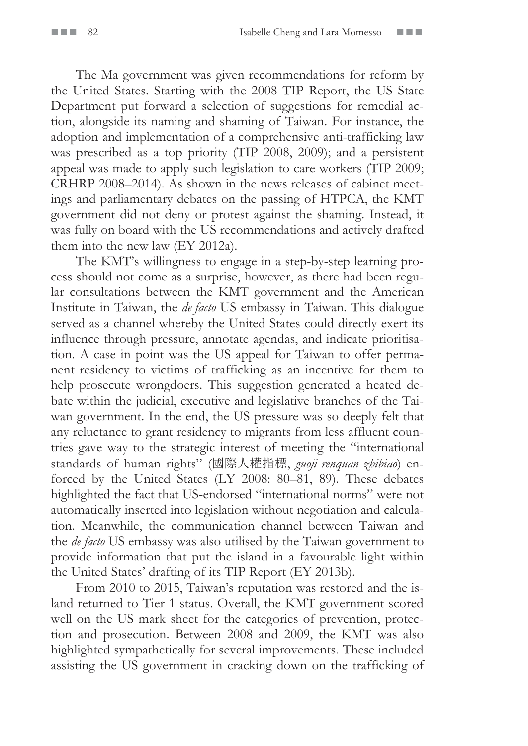The Ma government was given recommendations for reform by the United States. Starting with the 2008 TIP Report, the US State Department put forward a selection of suggestions for remedial action, alongside its naming and shaming of Taiwan. For instance, the adoption and implementation of a comprehensive anti-trafficking law was prescribed as a top priority (TIP 2008, 2009); and a persistent appeal was made to apply such legislation to care workers (TIP 2009; CRHRP 2008–2014). As shown in the news releases of cabinet meetings and parliamentary debates on the passing of HTPCA, the KMT government did not deny or protest against the shaming. Instead, it was fully on board with the US recommendations and actively drafted them into the new law (EY 2012a).

The KMT's willingness to engage in a step-by-step learning process should not come as a surprise, however, as there had been regular consultations between the KMT government and the American Institute in Taiwan, the *de facto* US embassy in Taiwan. This dialogue served as a channel whereby the United States could directly exert its influence through pressure, annotate agendas, and indicate prioritisation. A case in point was the US appeal for Taiwan to offer permanent residency to victims of trafficking as an incentive for them to help prosecute wrongdoers. This suggestion generated a heated debate within the judicial, executive and legislative branches of the Taiwan government. In the end, the US pressure was so deeply felt that any reluctance to grant residency to migrants from less affluent countries gave way to the strategic interest of meeting the "international standards of human rights" (國際人權指標, *guoji renquan zhibiao*) enforced by the United States (LY 2008: 80–81, 89). These debates highlighted the fact that US-endorsed "international norms" were not automatically inserted into legislation without negotiation and calculation. Meanwhile, the communication channel between Taiwan and the *de facto* US embassy was also utilised by the Taiwan government to provide information that put the island in a favourable light within the United States' drafting of its TIP Report (EY 2013b).

From 2010 to 2015, Taiwan's reputation was restored and the island returned to Tier 1 status. Overall, the KMT government scored well on the US mark sheet for the categories of prevention, protection and prosecution. Between 2008 and 2009, the KMT was also highlighted sympathetically for several improvements. These included assisting the US government in cracking down on the trafficking of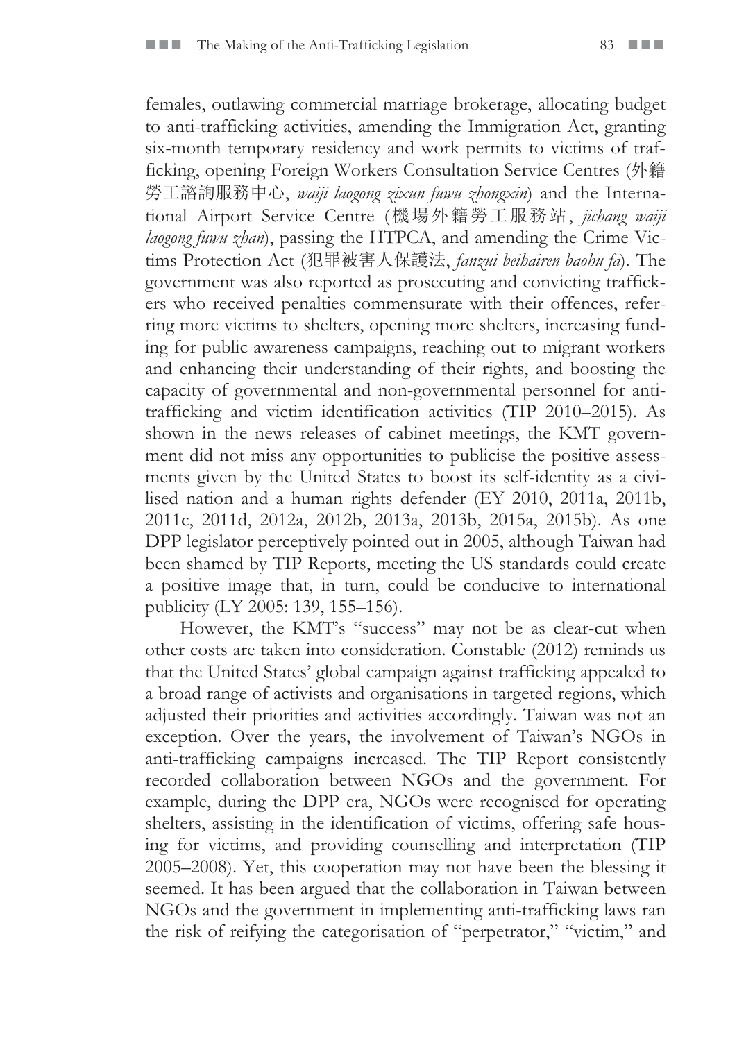females, outlawing commercial marriage brokerage, allocating budget to anti-trafficking activities, amending the Immigration Act, granting six-month temporary residency and work permits to victims of trafficking, opening Foreign Workers Consultation Service Centres (外籍勞工諮詢服務中心, *waiji laogong zixun fuwu zhongxin*) and the International Airport Service Centre (機場外籍勞工服務站, *jichang waiji laogong fuwu zhan*), passing the HTPCA, and amending the Crime Victims Protection Act (犯罪被害人保護法, *fanzui beihairen baohu fa*). The government was also reported as prosecuting and convicting traffickers who received penalties commensurate with their offences, referring more victims to shelters, opening more shelters, increasing funding for public awareness campaigns, reaching out to migrant workers and enhancing their understanding of their rights, and boosting the capacity of governmental and non-governmental personnel for anti-trafficking and victim identification activities (TIP 2010–2015). As shown in the news releases of cabinet meetings, the KMT government did not miss any opportunities to publicise the positive assessments given by the United States to boost its self-identity as a civilised nation and a human rights defender (EY 2010, 2011a, 2011b, 2011c, 2011d, 2012a, 2012b, 2013a, 2013b, 2015a, 2015b). As one DPP legislator perceptively pointed out in 2005, although Taiwan had been shamed by TIP Reports, meeting the US standards could create a positive image that, in turn, could be conducive to international publicity (LY 2005: 139, 155–156).

However, the KMT's "success" may not be as clear-cut when other costs are taken into consideration. Constable (2012) reminds us that the United States' global campaign against trafficking appealed to a broad range of activists and organisations in targeted regions, which adjusted their priorities and activities accordingly. Taiwan was not an exception. Over the years, the involvement of Taiwan's NGOs in anti-trafficking campaigns increased. The TIP Report consistently recorded collaboration between NGOs and the government. For example, during the DPP era, NGOs were recognised for operating shelters, assisting in the identification of victims, offering safe housing for victims, and providing counselling and interpretation (TIP 2005–2008). Yet, this cooperation may not have been the blessing it seemed. It has been argued that the collaboration in Taiwan between NGOs and the government in implementing anti-trafficking laws ran the risk of reifying the categorisation of "perpetrator," "victim," and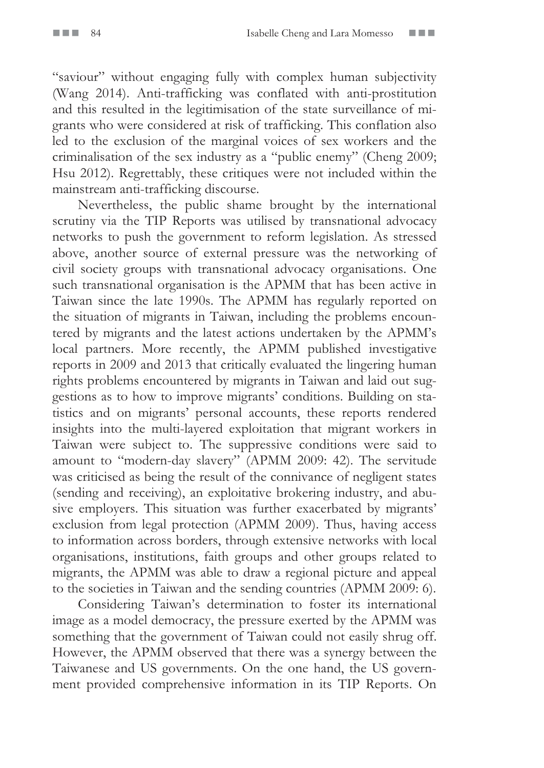"saviour" without engaging fully with complex human subjectivity (Wang 2014). Anti-trafficking was conflated with anti-prostitution and this resulted in the legitimisation of the state surveillance of migrants who were considered at risk of trafficking. This conflation also led to the exclusion of the marginal voices of sex workers and the criminalisation of the sex industry as a "public enemy" (Cheng 2009; Hsu 2012). Regrettably, these critiques were not included within the mainstream anti-trafficking discourse.

Nevertheless, the public shame brought by the international scrutiny via the TIP Reports was utilised by transnational advocacy networks to push the government to reform legislation. As stressed above, another source of external pressure was the networking of civil society groups with transnational advocacy organisations. One such transnational organisation is the APMM that has been active in Taiwan since the late 1990s. The APMM has regularly reported on the situation of migrants in Taiwan, including the problems encountered by migrants and the latest actions undertaken by the APMM's local partners. More recently, the APMM published investigative reports in 2009 and 2013 that critically evaluated the lingering human rights problems encountered by migrants in Taiwan and laid out suggestions as to how to improve migrants' conditions. Building on statistics and on migrants' personal accounts, these reports rendered insights into the multi-layered exploitation that migrant workers in Taiwan were subject to. The suppressive conditions were said to amount to "modern-day slavery" (APMM 2009: 42). The servitude was criticised as being the result of the connivance of negligent states (sending and receiving), an exploitative brokering industry, and abusive employers. This situation was further exacerbated by migrants' exclusion from legal protection (APMM 2009). Thus, having access to information across borders, through extensive networks with local organisations, institutions, faith groups and other groups related to migrants, the APMM was able to draw a regional picture and appeal to the societies in Taiwan and the sending countries (APMM 2009: 6).

Considering Taiwan's determination to foster its international image as a model democracy, the pressure exerted by the APMM was something that the government of Taiwan could not easily shrug off. However, the APMM observed that there was a synergy between the Taiwanese and US governments. On the one hand, the US government provided comprehensive information in its TIP Reports. On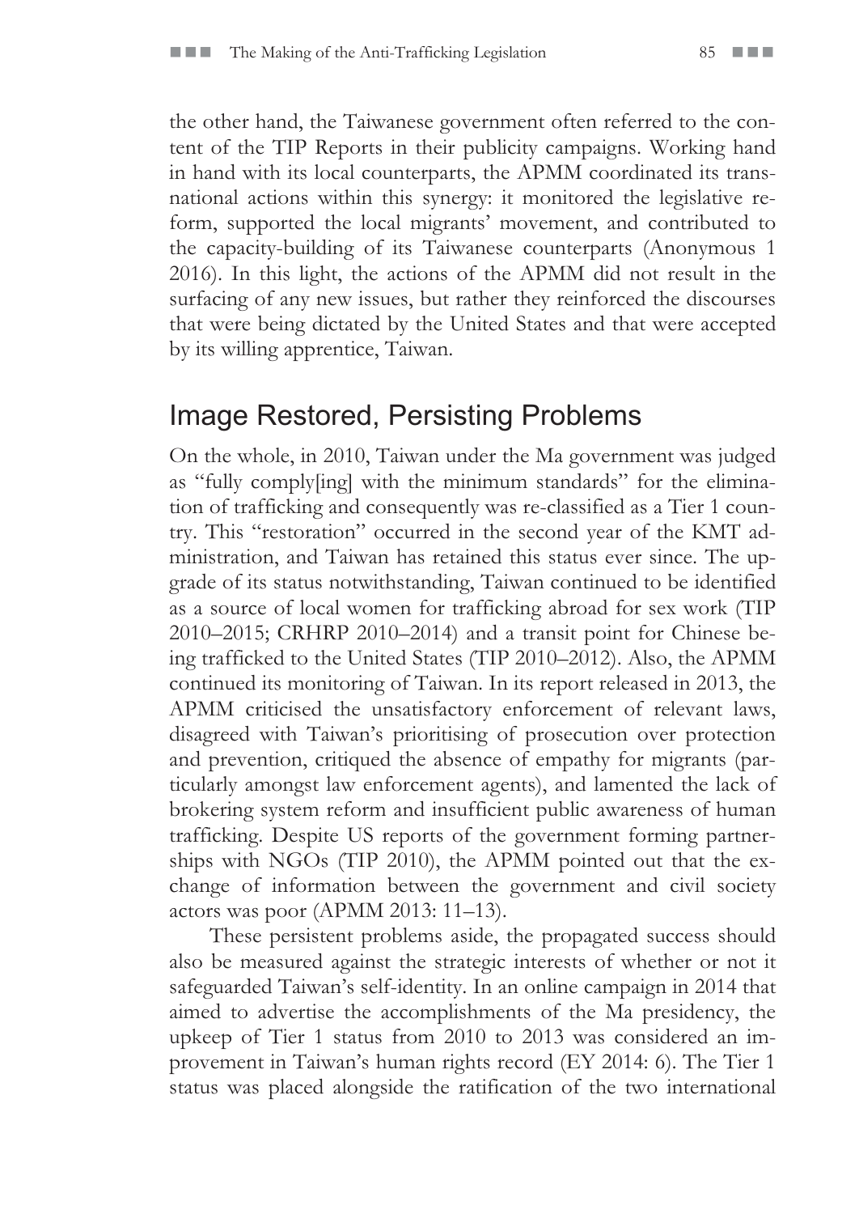the other hand, the Taiwanese government often referred to the content of the TIP Reports in their publicity campaigns. Working hand in hand with its local counterparts, the APMM coordinated its transnational actions within this synergy: it monitored the legislative reform, supported the local migrants' movement, and contributed to the capacity-building of its Taiwanese counterparts (Anonymous 1 2016). In this light, the actions of the APMM did not result in the surfacing of any new issues, but rather they reinforced the discourses that were being dictated by the United States and that were accepted by its willing apprentice, Taiwan.

## Image Restored, Persisting Problems

On the whole, in 2010, Taiwan under the Ma government was judged as "fully comply[ing] with the minimum standards" for the elimination of trafficking and consequently was re-classified as a Tier 1 country. This "restoration" occurred in the second year of the KMT administration, and Taiwan has retained this status ever since. The upgrade of its status notwithstanding, Taiwan continued to be identified as a source of local women for trafficking abroad for sex work (TIP 2010–2015; CRHRP 2010–2014) and a transit point for Chinese being trafficked to the United States (TIP 2010–2012). Also, the APMM continued its monitoring of Taiwan. In its report released in 2013, the APMM criticised the unsatisfactory enforcement of relevant laws, disagreed with Taiwan's prioritising of prosecution over protection and prevention, critiqued the absence of empathy for migrants (particularly amongst law enforcement agents), and lamented the lack of brokering system reform and insufficient public awareness of human trafficking. Despite US reports of the government forming partnerships with NGOs (TIP 2010), the APMM pointed out that the exchange of information between the government and civil society actors was poor (APMM 2013: 11–13).

These persistent problems aside, the propagated success should also be measured against the strategic interests of whether or not it safeguarded Taiwan's self-identity. In an online campaign in 2014 that aimed to advertise the accomplishments of the Ma presidency, the upkeep of Tier 1 status from 2010 to 2013 was considered an improvement in Taiwan's human rights record (EY 2014: 6). The Tier 1 status was placed alongside the ratification of the two international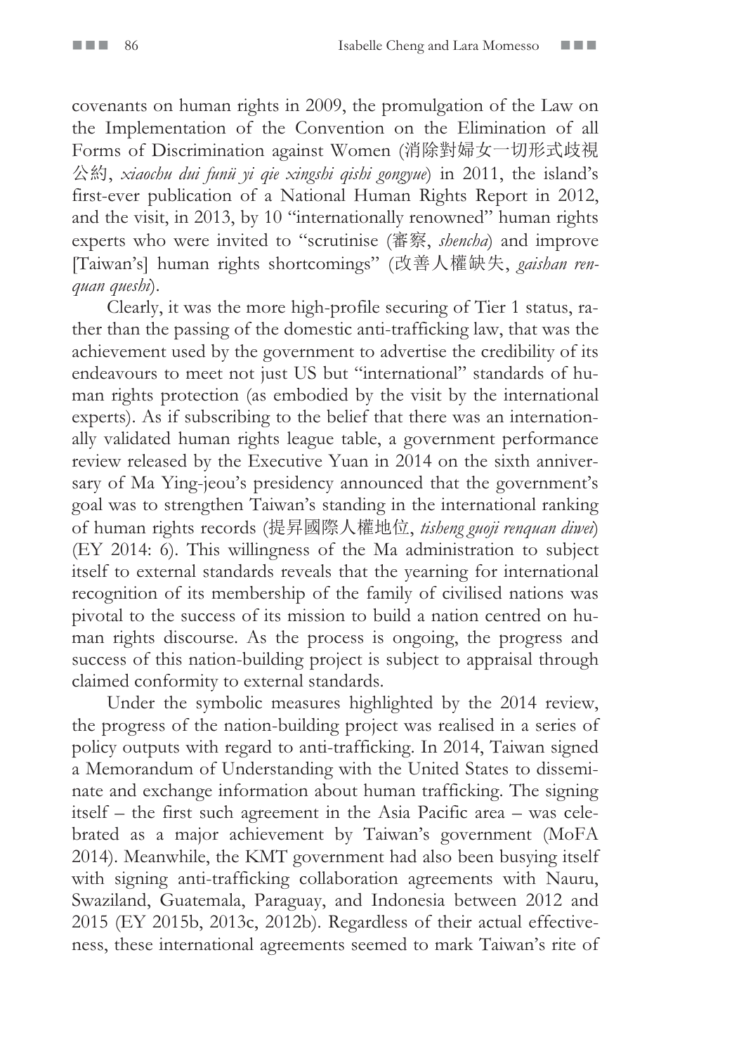covenants on human rights in 2009, the promulgation of the Law on the Implementation of the Convention on the Elimination of all Forms of Discrimination against Women (消除對婦女一切形式歧視公約, *xiaochu dui funü yi qie xingshi qishi gongyue*) in 2011, the island's first-ever publication of a National Human Rights Report in 2012, and the visit, in 2013, by 10 "internationally renowned" human rights experts who were invited to "scrutinise (審察, *shencha*) and improve [Taiwan's] human rights shortcomings" (改善人權缺失, *gaishan renquan queshi*).

Clearly, it was the more high-profile securing of Tier 1 status, rather than the passing of the domestic anti-trafficking law, that was the achievement used by the government to advertise the credibility of its endeavours to meet not just US but "international" standards of human rights protection (as embodied by the visit by the international experts). As if subscribing to the belief that there was an internationally validated human rights league table, a government performance review released by the Executive Yuan in 2014 on the sixth anniversary of Ma Ying-jeou's presidency announced that the government's goal was to strengthen Taiwan's standing in the international ranking of human rights records (提昇國際人權地位, *tisheng guoji renquan diwei*) (EY 2014: 6). This willingness of the Ma administration to subject itself to external standards reveals that the yearning for international recognition of its membership of the family of civilised nations was pivotal to the success of its mission to build a nation centred on human rights discourse. As the process is ongoing, the progress and success of this nation-building project is subject to appraisal through claimed conformity to external standards.

Under the symbolic measures highlighted by the 2014 review, the progress of the nation-building project was realised in a series of policy outputs with regard to anti-trafficking. In 2014, Taiwan signed a Memorandum of Understanding with the United States to disseminate and exchange information about human trafficking. The signing itself – the first such agreement in the Asia Pacific area – was celebrated as a major achievement by Taiwan's government (MoFA 2014). Meanwhile, the KMT government had also been busying itself with signing anti-trafficking collaboration agreements with Nauru, Swaziland, Guatemala, Paraguay, and Indonesia between 2012 and 2015 (EY 2015b, 2013c, 2012b). Regardless of their actual effectiveness, these international agreements seemed to mark Taiwan's rite of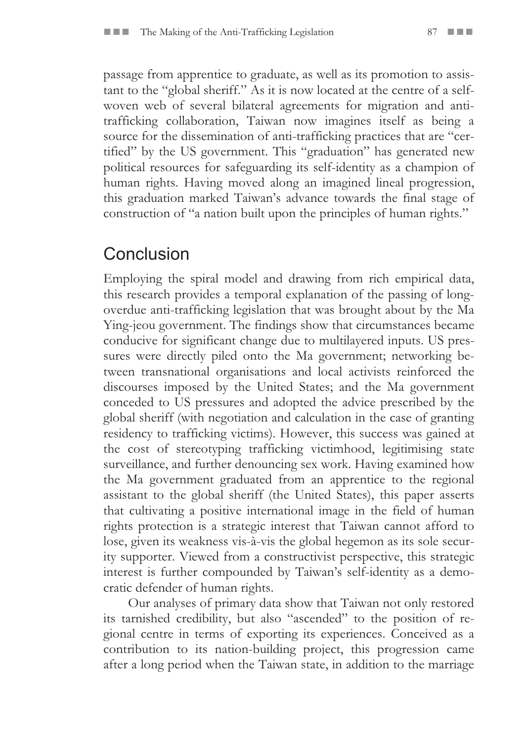passage from apprentice to graduate, as well as its promotion to assistant to the "global sheriff." As it is now located at the centre of a self-woven web of several bilateral agreements for migration and anti-trafficking collaboration, Taiwan now imagines itself as being a source for the dissemination of anti-trafficking practices that are "certified" by the US government. This "graduation" has generated new political resources for safeguarding its self-identity as a champion of human rights. Having moved along an imagined lineal progression, this graduation marked Taiwan's advance towards the final stage of construction of "a nation built upon the principles of human rights."

## Conclusion

Employing the spiral model and drawing from rich empirical data, this research provides a temporal explanation of the passing of long-overdue anti-trafficking legislation that was brought about by the Ma Ying-jeou government. The findings show that circumstances became conducive for significant change due to multilayered inputs. US pressures were directly piled onto the Ma government; networking between transnational organisations and local activists reinforced the discourses imposed by the United States; and the Ma government conceded to US pressures and adopted the advice prescribed by the global sheriff (with negotiation and calculation in the case of granting residency to trafficking victims). However, this success was gained at the cost of stereotyping trafficking victimhood, legitimising state surveillance, and further denouncing sex work. Having examined how the Ma government graduated from an apprentice to the regional assistant to the global sheriff (the United States), this paper asserts that cultivating a positive international image in the field of human rights protection is a strategic interest that Taiwan cannot afford to lose, given its weakness vis-à-vis the global hegemon as its sole security supporter. Viewed from a constructivist perspective, this strategic interest is further compounded by Taiwan's self-identity as a democratic defender of human rights.

Our analyses of primary data show that Taiwan not only restored its tarnished credibility, but also "ascended" to the position of regional centre in terms of exporting its experiences. Conceived as a contribution to its nation-building project, this progression came after a long period when the Taiwan state, in addition to the marriage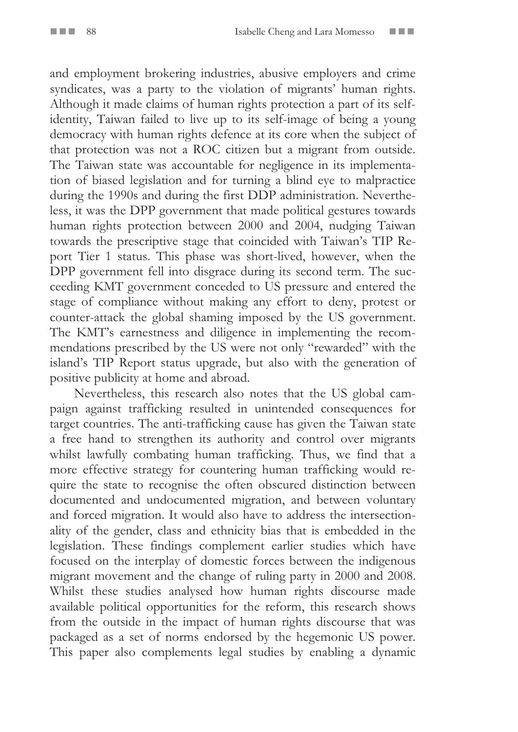and employment brokering industries, abusive employers and crime syndicates, was a party to the violation of migrants' human rights. Although it made claims of human rights protection a part of its self-identity, Taiwan failed to live up to its self-image of being a young democracy with human rights defence at its core when the subject of that protection was not a ROC citizen but a migrant from outside. The Taiwan state was accountable for negligence in its implementation of biased legislation and for turning a blind eye to malpractice during the 1990s and during the first DDP administration. Nevertheless, it was the DPP government that made political gestures towards human rights protection between 2000 and 2004, nudging Taiwan towards the prescriptive stage that coincided with Taiwan's TIP Report Tier 1 status. This phase was short-lived, however, when the DPP government fell into disgrace during its second term. The succeeding KMT government conceded to US pressure and entered the stage of compliance without making any effort to deny, protest or counter-attack the global shaming imposed by the US government. The KMT's earnestness and diligence in implementing the recommendations prescribed by the US were not only "rewarded" with the island's TIP Report status upgrade, but also with the generation of positive publicity at home and abroad.

Nevertheless, this research also notes that the US global campaign against trafficking resulted in unintended consequences for target countries. The anti-trafficking cause has given the Taiwan state a free hand to strengthen its authority and control over migrants whilst lawfully combating human trafficking. Thus, we find that a more effective strategy for countering human trafficking would require the state to recognise the often obscured distinction between documented and undocumented migration, and between voluntary and forced migration. It would also have to address the intersectionality of the gender, class and ethnicity bias that is embedded in the legislation. These findings complement earlier studies which have focused on the interplay of domestic forces between the indigenous migrant movement and the change of ruling party in 2000 and 2008. Whilst these studies analysed how human rights discourse made available political opportunities for the reform, this research shows from the outside in the impact of human rights discourse that was packaged as a set of norms endorsed by the hegemonic US power. This paper also complements legal studies by enabling a dynamic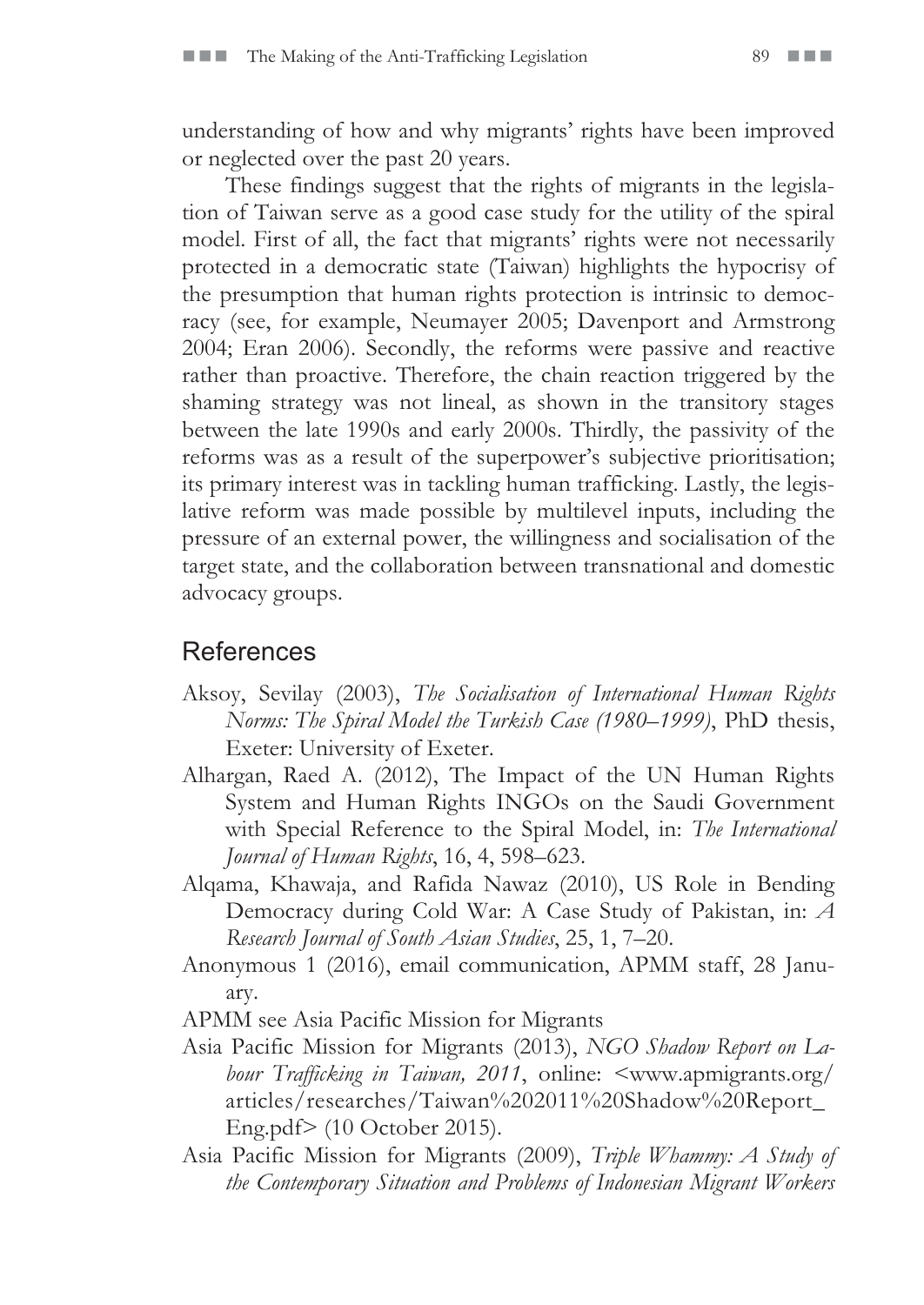understanding of how and why migrants' rights have been improved or neglected over the past 20 years.

These findings suggest that the rights of migrants in the legislation of Taiwan serve as a good case study for the utility of the spiral model. First of all, the fact that migrants' rights were not necessarily protected in a democratic state (Taiwan) highlights the hypocrisy of the presumption that human rights protection is intrinsic to democracy (see, for example, Neumayer 2005; Davenport and Armstrong 2004; Eran 2006). Secondly, the reforms were passive and reactive rather than proactive. Therefore, the chain reaction triggered by the shaming strategy was not lineal, as shown in the transitory stages between the late 1990s and early 2000s. Thirdly, the passivity of the reforms was as a result of the superpower's subjective prioritisation; its primary interest was in tackling human trafficking. Lastly, the legislative reform was made possible by multilevel inputs, including the pressure of an external power, the willingness and socialisation of the target state, and the collaboration between transnational and domestic advocacy groups.

## References

Aksoy, Sevilay (2003), *The Socialisation of International Human Rights Norms: The Spiral Model the Turkish Case (1980–1999)*, PhD thesis, Exeter: University of Exeter.

Alhargan, Raed A. (2012), The Impact of the UN Human Rights System and Human Rights INGOs on the Saudi Government with Special Reference to the Spiral Model, in: *The International Journal of Human Rights*, 16, 4, 598–623.

Alqama, Khawaja, and Rafida Nawaz (2010), US Role in Bending Democracy during Cold War: A Case Study of Pakistan, in: *A Research Journal of South Asian Studies*, 25, 1, 7–20.

Anonymous 1 (2016), email communication, APMM staff, 28 January.

APMM see Asia Pacific Mission for Migrants

Asia Pacific Mission for Migrants (2013), *NGO Shadow Report on Labour Trafficking in Taiwan, 2011*, online: <www.apmigrants.org/articles/researches/Taiwan%202011%20Shadow%20Report_Eng.pdf> (10 October 2015).

Asia Pacific Mission for Migrants (2009), *Triple Whammy: A Study of the Contemporary Situation and Problems of Indonesian Migrant Workers*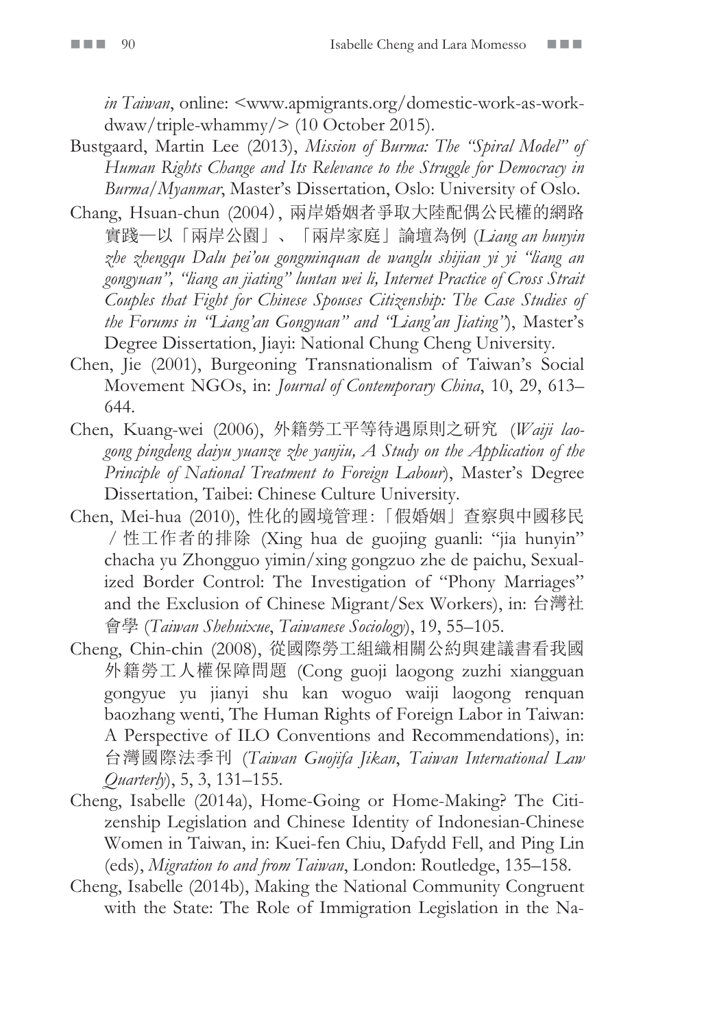*in Taiwan*, online: <www.apmigrants.org/domestic-work-as-work-dwaw/triple-whammy/> (10 October 2015).

Bustgaard, Martin Lee (2013), *Mission of Burma: The "Spiral Model" of Human Rights Change and Its Relevance to the Struggle for Democracy in Burma/Myanmar*, Master's Dissertation, Oslo: University of Oslo.

Chang, Hsuan-chun (2004), 兩岸婚姻者爭取大陸配偶公民權的網路實踐—以「兩岸公園」、「兩岸家庭」論壇為例 (*Liang an hunyin zhe zhengqu Dalu pei'ou gongminquan de wanglu shijian yi yi "liang an gongyuan", "liang an jiating" luntan wei li, Internet Practice of Cross Strait Couples that Fight for Chinese Spouses Citizenship: The Case Studies of the Forums in "Liang'an Gongyuan" and "Liang'an Jiating"*), Master's Degree Dissertation, Jiayi: National Chung Cheng University.

Chen, Jie (2001), Burgeoning Transnationalism of Taiwan's Social Movement NGOs, in: *Journal of Contemporary China*, 10, 29, 613–644.

Chen, Kuang-wei (2006), 外籍勞工平等待遇原則之研究 (*Waiji laogong pingdeng daiyu yuanze zhe yanjiu, A Study on the Application of the Principle of National Treatment to Foreign Labour*), Master's Degree Dissertation, Taibei: Chinese Culture University.

Chen, Mei-hua (2010), 性化的國境管理:「假婚姻」查察與中國移民/性工作者的排除 (Xing hua de guojing guanli: "jia hunyin" chacha yu Zhongguo yimin/xing gongzuo zhe de paichu, Sexualized Border Control: The Investigation of "Phony Marriages" and the Exclusion of Chinese Migrant/Sex Workers), in: 台灣社會學 (*Taiwan Shehuixue*, *Taiwanese Sociology*), 19, 55–105.

Cheng, Chin-chin (2008), 從國際勞工組織相關公約與建議書看我國外籍勞工人權保障問題 (Cong guoji laogong zuzhi xiangguan gongyue yu jianyi shu kan woguo waiji laogong renquan baozhang wenti, The Human Rights of Foreign Labor in Taiwan: A Perspective of ILO Conventions and Recommendations), in: 台灣國際法季刊 (*Taiwan Guojifa Jikan*, *Taiwan International Law Quarterly*), 5, 3, 131–155.

Cheng, Isabelle (2014a), Home-Going or Home-Making? The Citizenship Legislation and Chinese Identity of Indonesian-Chinese Women in Taiwan, in: Kuei-fen Chiu, Dafydd Fell, and Ping Lin (eds), *Migration to and from Taiwan*, London: Routledge, 135–158.

Cheng, Isabelle (2014b), Making the National Community Congruent with the State: The Role of Immigration Legislation in the Na-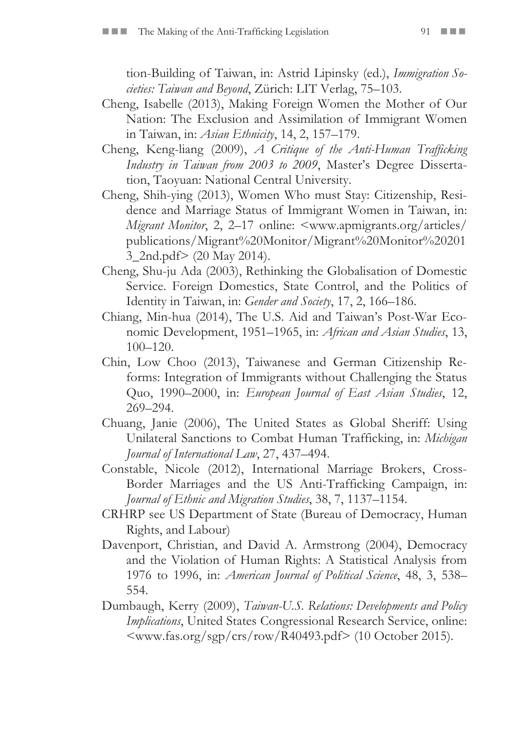tion-Building of Taiwan, in: Astrid Lipinsky (ed.), *Immigration Societies: Taiwan and Beyond*, Zürich: LIT Verlag, 75–103.

Cheng, Isabelle (2013), Making Foreign Women the Mother of Our Nation: The Exclusion and Assimilation of Immigrant Women in Taiwan, in: *Asian Ethnicity*, 14, 2, 157–179.

Cheng, Keng-liang (2009), *A Critique of the Anti-Human Trafficking Industry in Taiwan from 2003 to 2009*, Master's Degree Dissertation, Taoyuan: National Central University.

Cheng, Shih-ying (2013), Women Who must Stay: Citizenship, Residence and Marriage Status of Immigrant Women in Taiwan, in: *Migrant Monitor*, 2, 2–17 online: <www.apmigrants.org/articles/publications/Migrant%20Monitor/Migrant%20Monitor%202013_2nd.pdf> (20 May 2014).

Cheng, Shu-ju Ada (2003), Rethinking the Globalisation of Domestic Service. Foreign Domestics, State Control, and the Politics of Identity in Taiwan, in: *Gender and Society*, 17, 2, 166–186.

Chiang, Min-hua (2014), The U.S. Aid and Taiwan's Post-War Economic Development, 1951–1965, in: *African and Asian Studies*, 13, 100–120.

Chin, Low Choo (2013), Taiwanese and German Citizenship Reforms: Integration of Immigrants without Challenging the Status Quo, 1990–2000, in: *European Journal of East Asian Studies*, 12, 269–294.

Chuang, Janie (2006), The United States as Global Sheriff: Using Unilateral Sanctions to Combat Human Trafficking, in: *Michigan Journal of International Law*, 27, 437–494.

Constable, Nicole (2012), International Marriage Brokers, Cross-Border Marriages and the US Anti-Trafficking Campaign, in: *Journal of Ethnic and Migration Studies*, 38, 7, 1137–1154.

CRHRP see US Department of State (Bureau of Democracy, Human Rights, and Labour)

Davenport, Christian, and David A. Armstrong (2004), Democracy and the Violation of Human Rights: A Statistical Analysis from 1976 to 1996, in: *American Journal of Political Science*, 48, 3, 538–554.

Dumbaugh, Kerry (2009), *Taiwan-U.S. Relations: Developments and Policy Implications*, United States Congressional Research Service, online: <www.fas.org/sgp/crs/row/R40493.pdf> (10 October 2015).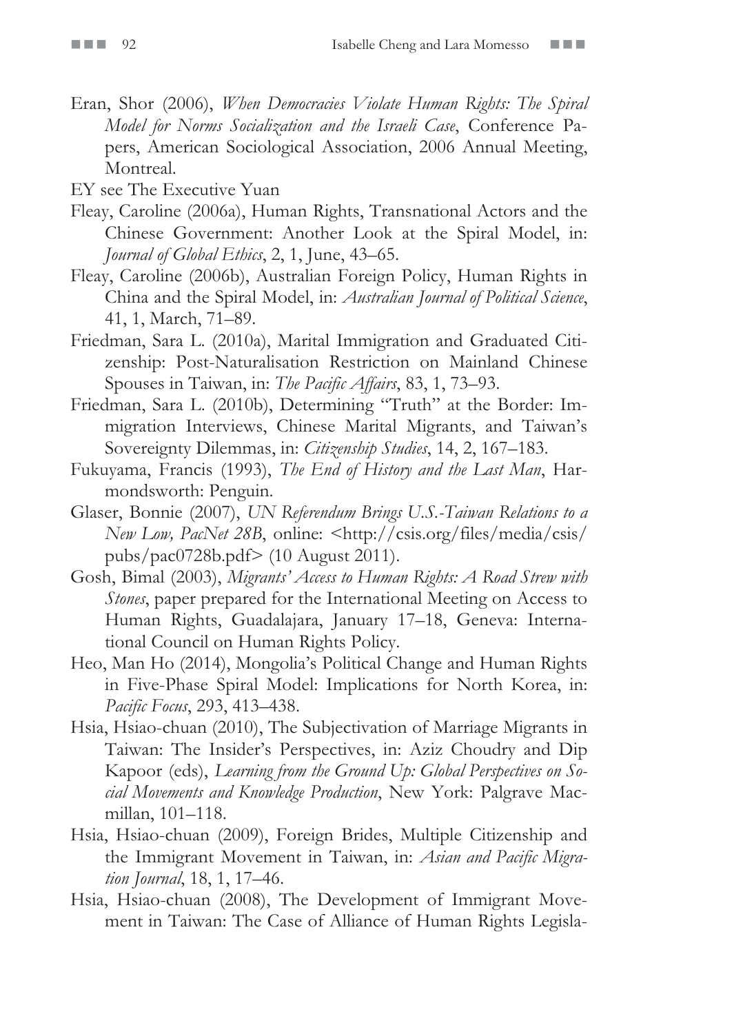Eran, Shor (2006), *When Democracies Violate Human Rights: The Spiral Model for Norms Socialization and the Israeli Case*, Conference Papers, American Sociological Association, 2006 Annual Meeting, Montreal.

EY see The Executive Yuan

Fleay, Caroline (2006a), Human Rights, Transnational Actors and the Chinese Government: Another Look at the Spiral Model, in: *Journal of Global Ethics*, 2, 1, June, 43–65.

Fleay, Caroline (2006b), Australian Foreign Policy, Human Rights in China and the Spiral Model, in: *Australian Journal of Political Science*, 41, 1, March, 71–89.

Friedman, Sara L. (2010a), Marital Immigration and Graduated Citizenship: Post-Naturalisation Restriction on Mainland Chinese Spouses in Taiwan, in: *The Pacific Affairs*, 83, 1, 73–93.

Friedman, Sara L. (2010b), Determining "Truth" at the Border: Immigration Interviews, Chinese Marital Migrants, and Taiwan's Sovereignty Dilemmas, in: *Citizenship Studies*, 14, 2, 167–183.

Fukuyama, Francis (1993), *The End of History and the Last Man*, Harmondsworth: Penguin.

Glaser, Bonnie (2007), *UN Referendum Brings U.S.-Taiwan Relations to a New Low, PacNet 28B*, online: <http://csis.org/files/media/csis/pubs/pac0728b.pdf> (10 August 2011).

Gosh, Bimal (2003), *Migrants' Access to Human Rights: A Road Strew with Stones*, paper prepared for the International Meeting on Access to Human Rights, Guadalajara, January 17–18, Geneva: International Council on Human Rights Policy.

Heo, Man Ho (2014), Mongolia's Political Change and Human Rights in Five-Phase Spiral Model: Implications for North Korea, in: *Pacific Focus*, 293, 413–438.

Hsia, Hsiao-chuan (2010), The Subjectivation of Marriage Migrants in Taiwan: The Insider's Perspectives, in: Aziz Choudry and Dip Kapoor (eds), *Learning from the Ground Up: Global Perspectives on Social Movements and Knowledge Production*, New York: Palgrave Macmillan, 101–118.

Hsia, Hsiao-chuan (2009), Foreign Brides, Multiple Citizenship and the Immigrant Movement in Taiwan, in: *Asian and Pacific Migration Journal*, 18, 1, 17–46.

Hsia, Hsiao-chuan (2008), The Development of Immigrant Movement in Taiwan: The Case of Alliance of Human Rights Legisla-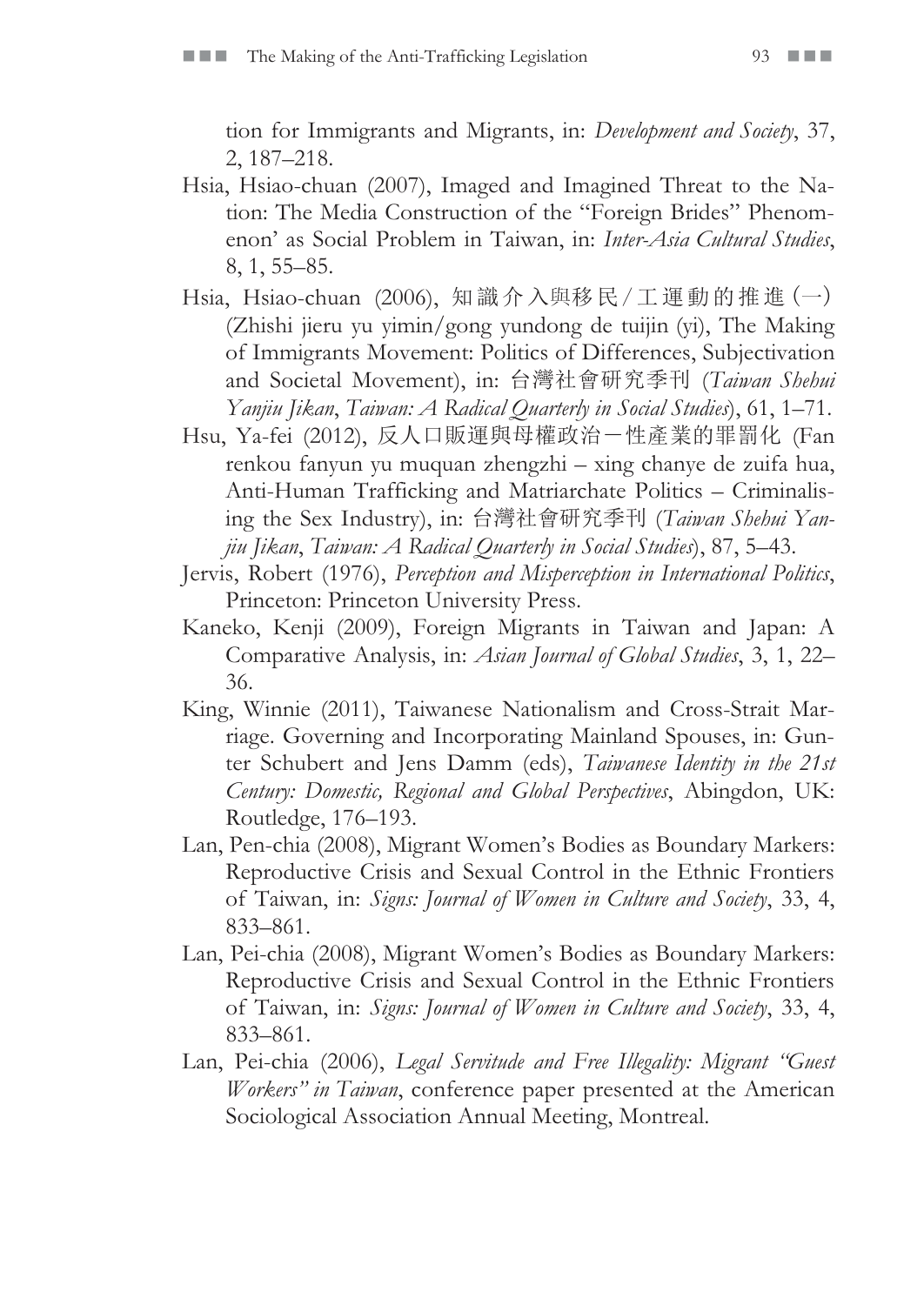tion for Immigrants and Migrants, in: *Development and Society*, 37, 2, 187–218.

Hsia, Hsiao-chuan (2007), Imaged and Imagined Threat to the Nation: The Media Construction of the "Foreign Brides" Phenomenon' as Social Problem in Taiwan, in: *Inter-Asia Cultural Studies*, 8, 1, 55–85.

Hsia, Hsiao-chuan (2006), 知識介入與移民/工運動的推進(一) (Zhishi jieru yu yimin/gong yundong de tuijin (yi), The Making of Immigrants Movement: Politics of Differences, Subjectivation and Societal Movement), in: 台灣社會研究季刊 (*Taiwan Shehui Yanjiu Jikan*, *Taiwan: A Radical Quarterly in Social Studies*), 61, 1–71.

Hsu, Ya-fei (2012), 反人口販運與母權政治－性產業的罪罰化 (Fan renkou fanyun yu muquan zhengzhi – xing chanye de zuifa hua, Anti-Human Trafficking and Matriarchate Politics – Criminalising the Sex Industry), in: 台灣社會研究季刊 (*Taiwan Shehui Yanjiu Jikan*, *Taiwan: A Radical Quarterly in Social Studies*), 87, 5–43.

Jervis, Robert (1976), *Perception and Misperception in International Politics*, Princeton: Princeton University Press.

Kaneko, Kenji (2009), Foreign Migrants in Taiwan and Japan: A Comparative Analysis, in: *Asian Journal of Global Studies*, 3, 1, 22–36.

King, Winnie (2011), Taiwanese Nationalism and Cross-Strait Marriage. Governing and Incorporating Mainland Spouses, in: Gunter Schubert and Jens Damm (eds), *Taiwanese Identity in the 21st Century: Domestic, Regional and Global Perspectives*, Abingdon, UK: Routledge, 176–193.

Lan, Pen-chia (2008), Migrant Women's Bodies as Boundary Markers: Reproductive Crisis and Sexual Control in the Ethnic Frontiers of Taiwan, in: *Signs: Journal of Women in Culture and Society*, 33, 4, 833–861.

Lan, Pei-chia (2008), Migrant Women's Bodies as Boundary Markers: Reproductive Crisis and Sexual Control in the Ethnic Frontiers of Taiwan, in: *Signs: Journal of Women in Culture and Society*, 33, 4, 833–861.

Lan, Pei-chia (2006), *Legal Servitude and Free Illegality: Migrant "Guest Workers" in Taiwan*, conference paper presented at the American Sociological Association Annual Meeting, Montreal.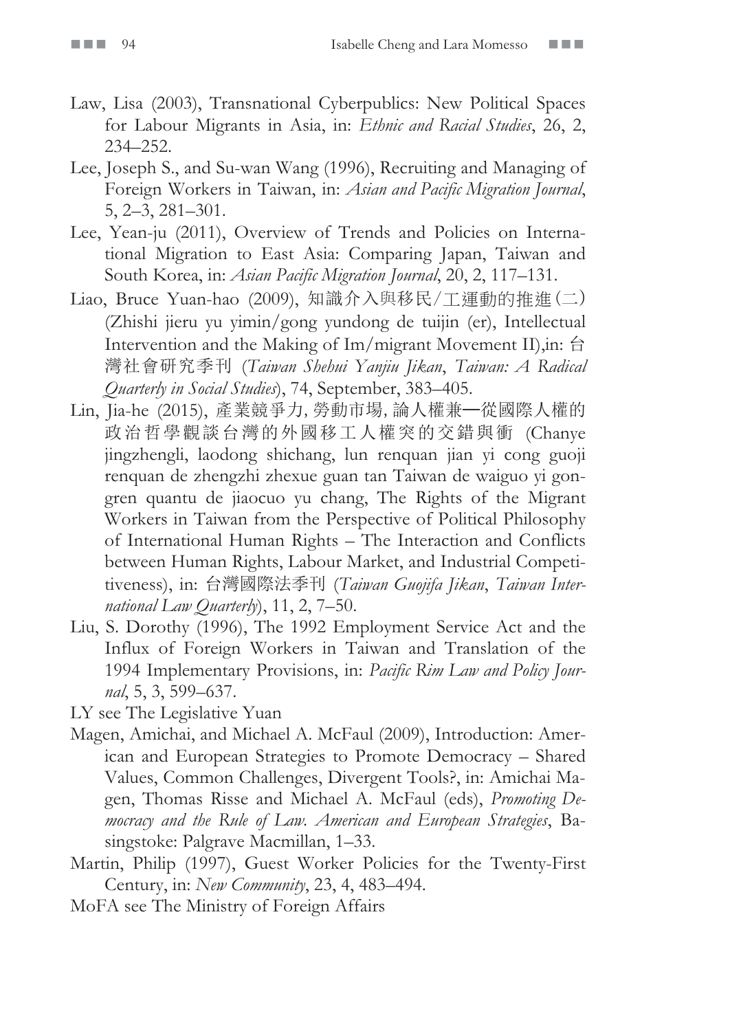Law, Lisa (2003), Transnational Cyberpublics: New Political Spaces for Labour Migrants in Asia, in: *Ethnic and Racial Studies*, 26, 2, 234–252.

Lee, Joseph S., and Su-wan Wang (1996), Recruiting and Managing of Foreign Workers in Taiwan, in: *Asian and Pacific Migration Journal*, 5, 2–3, 281–301.

Lee, Yean-ju (2011), Overview of Trends and Policies on International Migration to East Asia: Comparing Japan, Taiwan and South Korea, in: *Asian Pacific Migration Journal*, 20, 2, 117–131.

Liao, Bruce Yuan-hao (2009), 知識介入與移民/工運動的推進（二）(Zhishi jieru yu yimin/gong yundong de tuijin (er), Intellectual Intervention and the Making of Im/migrant Movement II),in: 台灣社會研究季刊 (*Taiwan Shehui Yanjiu Jikan*, *Taiwan: A Radical Quarterly in Social Studies*), 74, September, 383–405.

Lin, Jia-he (2015), 產業競爭力, 勞動市場, 論人權兼一從國際人權的政治哲學觀談台灣的外國移工人權突的交錯與衝 (Chanye jingzhengli, laodong shichang, lun renquan jian yi cong guoji renquan de zhengzhi zhexue guan tan Taiwan de waiguo yi gongren quantu de jiaocuo yu chang, The Rights of the Migrant Workers in Taiwan from the Perspective of Political Philosophy of International Human Rights – The Interaction and Conflicts between Human Rights, Labour Market, and Industrial Competitiveness), in: 台灣國際法季刊 (*Taiwan Guojifa Jikan*, *Taiwan International Law Quarterly*), 11, 2, 7–50.

Liu, S. Dorothy (1996), The 1992 Employment Service Act and the Influx of Foreign Workers in Taiwan and Translation of the 1994 Implementary Provisions, in: *Pacific Rim Law and Policy Journal*, 5, 3, 599–637.

LY see The Legislative Yuan

Magen, Amichai, and Michael A. McFaul (2009), Introduction: American and European Strategies to Promote Democracy – Shared Values, Common Challenges, Divergent Tools?, in: Amichai Magen, Thomas Risse and Michael A. McFaul (eds), *Promoting Democracy and the Rule of Law. American and European Strategies*, Basingstoke: Palgrave Macmillan, 1–33.

Martin, Philip (1997), Guest Worker Policies for the Twenty-First Century, in: *New Community*, 23, 4, 483–494.

MoFA see The Ministry of Foreign Affairs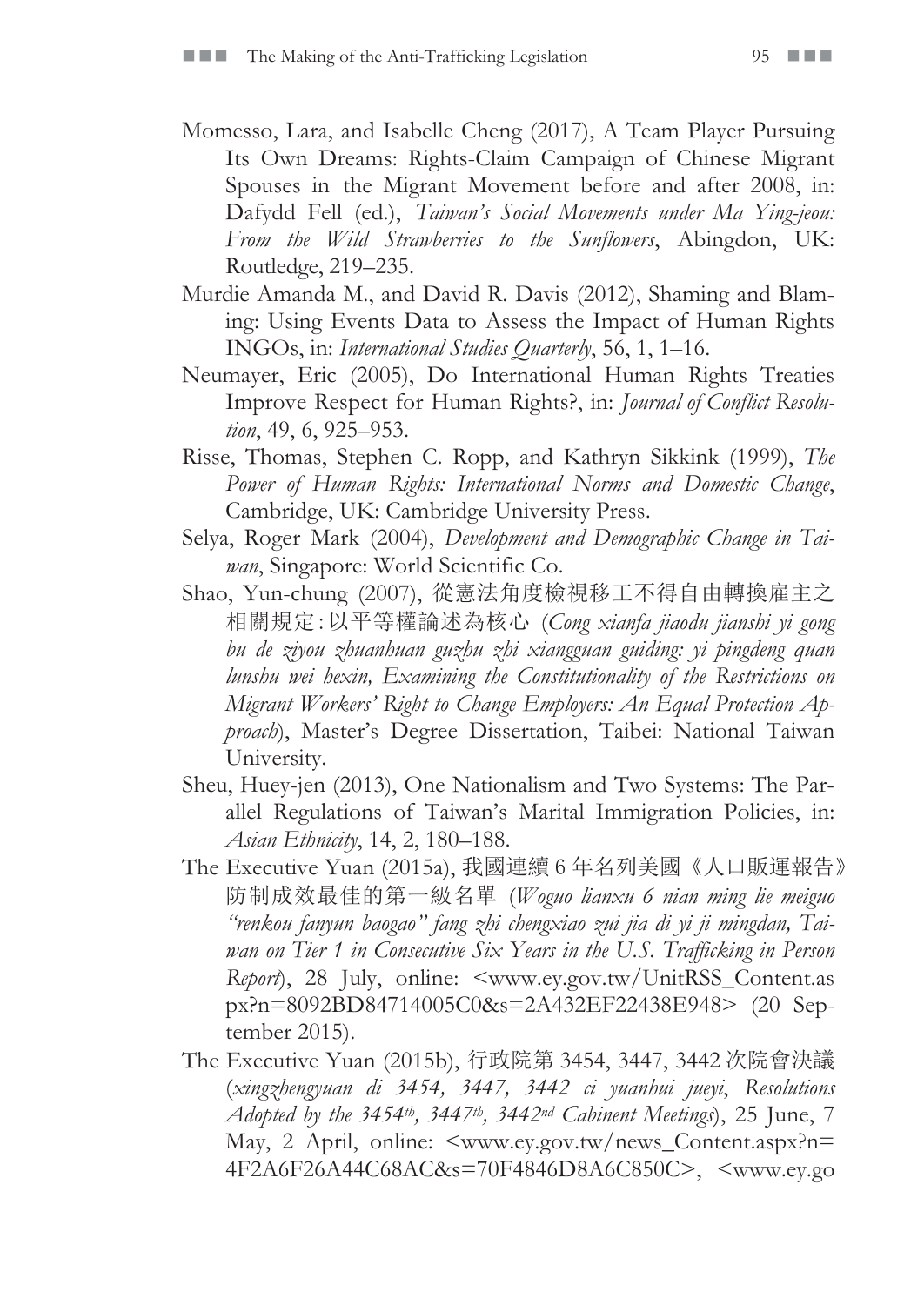Momesso, Lara, and Isabelle Cheng (2017), A Team Player Pursuing Its Own Dreams: Rights-Claim Campaign of Chinese Migrant Spouses in the Migrant Movement before and after 2008, in: Dafydd Fell (ed.), *Taiwan's Social Movements under Ma Ying-jeou: From the Wild Strawberries to the Sunflowers*, Abingdon, UK: Routledge, 219–235.

Murdie Amanda M., and David R. Davis (2012), Shaming and Blaming: Using Events Data to Assess the Impact of Human Rights INGOs, in: *International Studies Quarterly*, 56, 1, 1–16.

Neumayer, Eric (2005), Do International Human Rights Treaties Improve Respect for Human Rights?, in: *Journal of Conflict Resolution*, 49, 6, 925–953.

Risse, Thomas, Stephen C. Ropp, and Kathryn Sikkink (1999), *The Power of Human Rights: International Norms and Domestic Change*, Cambridge, UK: Cambridge University Press.

Selya, Roger Mark (2004), *Development and Demographic Change in Taiwan*, Singapore: World Scientific Co.

Shao, Yun-chung (2007), 從憲法角度檢視移工不得自由轉換雇主之相關規定:以平等權論述為核心 (*Cong xianfa jiaodu jianshi yi gong bu de ziyou zhuanhuan guzhu zhi xiangguan guiding: yi pingdeng quan lunshu wei hexin, Examining the Constitutionality of the Restrictions on Migrant Workers' Right to Change Employers: An Equal Protection Approach*), Master's Degree Dissertation, Taibei: National Taiwan University.

Sheu, Huey-jen (2013), One Nationalism and Two Systems: The Parallel Regulations of Taiwan's Marital Immigration Policies, in: *Asian Ethnicity*, 14, 2, 180–188.

The Executive Yuan (2015a), 我國連續 6 年名列美國《人口販運報告》防制成效最佳的第一級名單 (*Woguo lianxu 6 nian ming lie meiguo "renkou fanyun baogao" fang zhi chengxiao zui jia di yi ji mingdan, Taiwan on Tier 1 in Consecutive Six Years in the U.S. Trafficking in Person Report*), 28 July, online: <www.ey.gov.tw/UnitRSS_Content.aspx?n=8092BD84714005C0&s=2A432EF22438E948> (20 September 2015).

The Executive Yuan (2015b), 行政院第 3454, 3447, 3442 次院會決議 (*xingzhengyuan di 3454, 3447, 3442 ci yuanhui jueyi*, *Resolutions Adopted by the 3454th, 3447th, 3442nd Cabinent Meetings*), 25 June, 7 May, 2 April, online: <www.ey.gov.tw/news_Content.aspx?n=4F2A6F26A44C68AC&s=70F4846D8A6C850C>, <www.ey.go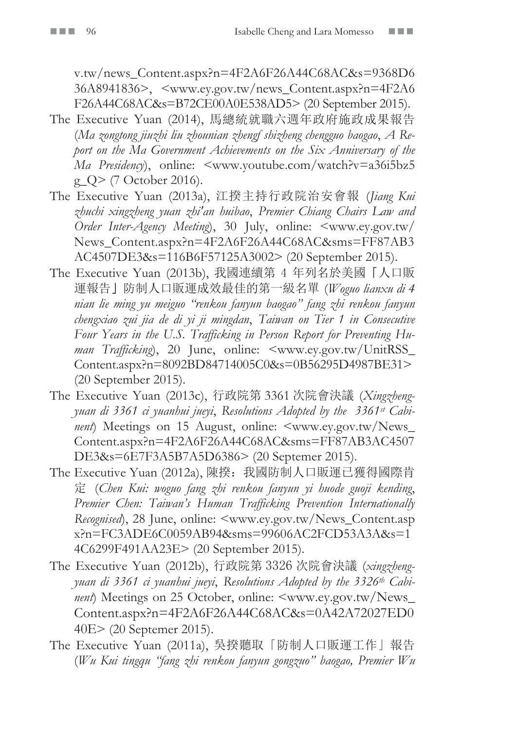v.tw/news_Content.aspx?n=4F2A6F26A44C68AC&s=9368D636A8941836>, <www.ey.gov.tw/news_Content.aspx?n=4F2A6F26A44C68AC&s=B72CE00A0E538AD5> (20 September 2015).

The Executive Yuan (2014), 馬總統就職六週年政府施政成果報告 (*Ma zongtong jiuzhi liu zhounian zhengf shizheng chengguo baogao*, *A Report on the Ma Government Achievements on the Six Anniversary of the Ma Presidency*), online: <www.youtube.com/watch?v=a36i5bz5g_Q> (7 October 2016).

The Executive Yuan (2013a), 江揆主持行政院治安會報 (*Jiang Kui zhuchi xingzheng yuan zhi'an huibao*, *Premier Chiang Chairs Law and Order Inter-Agency Meeting*), 30 July, online: <www.ey.gov.tw/News_Content.aspx?n=4F2A6F26A44C68AC&sms=FF87AB3AC4507DE3&s=116B6F57125A3002> (20 September 2015).

The Executive Yuan (2013b), 我國連續第 4 年列名於美國「人口販運報告」防制人口販運成效最佳的第一級名單 (*Woguo lianxu di 4 nian lie ming yu meiguo "renkou fanyun baogao" fang zhi renkou fanyun chengxiao zui jia de di yi ji mingdan*, *Taiwan on Tier 1 in Consecutive Four Years in the U.S. Trafficking in Person Report for Preventing Human Trafficking*), 20 June, online: <www.ey.gov.tw/UnitRSS_Content.aspx?n=8092BD84714005C0&s=0B56295D4987BE31> (20 September 2015).

The Executive Yuan (2013c), 行政院第 3361 次院會決議 (*Xingzheng-yuan di 3361 ci yuanhui jueyi*, *Resolutions Adopted by the 3361st Cabinent*) Meetings on 15 August, online: <www.ey.gov.tw/News_Content.aspx?n=4F2A6F26A44C68AC&sms=FF87AB3AC4507DE3&s=6E7F3A5B7A5D6386> (20 Septemer 2015).

The Executive Yuan (2012a), 陳揆：我國防制人口販運已獲得國際肯定 (*Chen Kui: woguo fang zhi renkou fanyun yi huode guoji kending*, *Premier Chen: Taiwan's Human Trafficking Prevention Internationally Recognised*), 28 June, online: <www.ey.gov.tw/News_Content.aspx?n=FC3ADE6C0059AB94&sms=99606AC2FCD53A3A&s=14C6299F491AA23E> (20 September 2015).

The Executive Yuan (2012b), 行政院第 3326 次院會決議 (*xingzheng-yuan di 3361 ci yuanhui jueyi*, *Resolutions Adopted by the 3326th Cabinent*) Meetings on 25 October, online: <www.ey.gov.tw/News_Content.aspx?n=4F2A6F26A44C68AC&s=0A42A72027ED040E> (20 Septemer 2015).

The Executive Yuan (2011a), 吳揆聽取「防制人口販運工作」報告 (*Wu Kui tingqu "fang zhi renkou fanyun gongzuo" baogao, Premier Wu*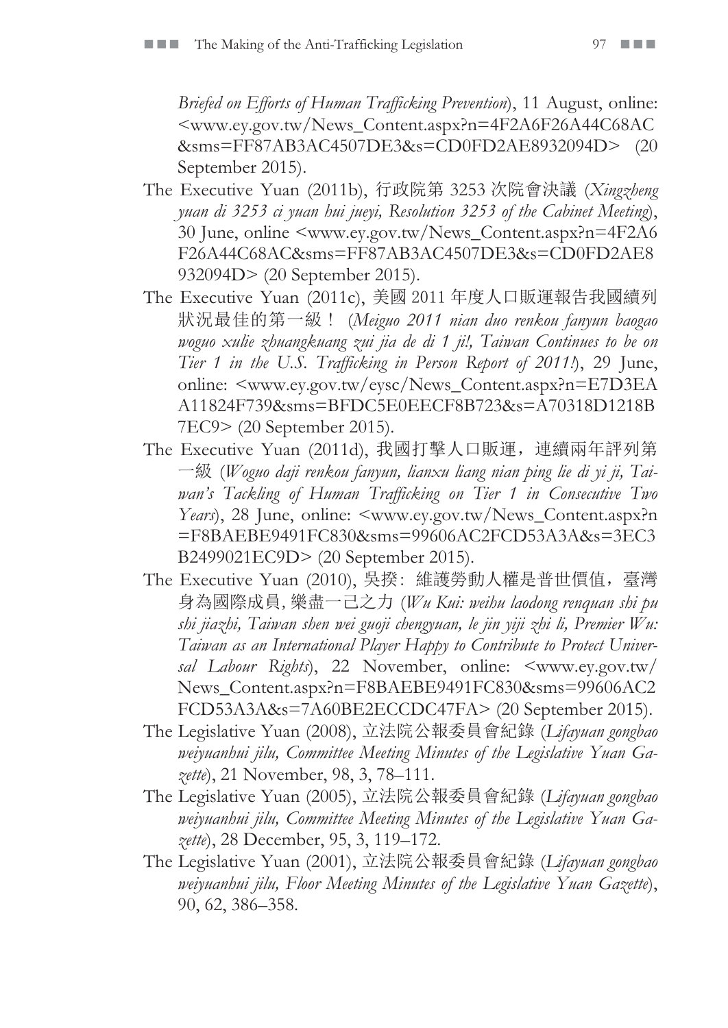*Briefed on Efforts of Human Trafficking Prevention*), 11 August, online: <www.ey.gov.tw/News_Content.aspx?n=4F2A6F26A44C68AC&sms=FF87AB3AC4507DE3&s=CD0FD2AE8932094D> (20 September 2015).

The Executive Yuan (2011b), 行政院第 3253 次院會決議 (*Xingzheng yuan di 3253 ci yuan hui jueyi, Resolution 3253 of the Cabinet Meeting*), 30 June, online <www.ey.gov.tw/News_Content.aspx?n=4F2A6F26A44C68AC&sms=FF87AB3AC4507DE3&s=CD0FD2AE8932094D> (20 September 2015).

The Executive Yuan (2011c), 美國 2011 年度人口販運報告我國續列狀況最佳的第一級！ (*Meiguo 2011 nian duo renkou fanyun baogao woguo xulie zhuangkuang zui jia de di 1 ji!, Taiwan Continues to be on Tier 1 in the U.S. Trafficking in Person Report of 2011!*), 29 June, online: <www.ey.gov.tw/eysc/News_Content.aspx?n=E7D3EAA11824F739&sms=BFDC5E0EECF8B723&s=A70318D1218B7EC9> (20 September 2015).

The Executive Yuan (2011d), 我國打擊人口販運，連續兩年評列第一級 (*Woguo daji renkou fanyun, lianxu liang nian ping lie di yi ji, Taiwan's Tackling of Human Trafficking on Tier 1 in Consecutive Two Years*), 28 June, online: <www.ey.gov.tw/News_Content.aspx?n=F8BAEBE9491FC830&sms=99606AC2FCD53A3A&s=3EC3B2499021EC9D> (20 September 2015).

The Executive Yuan (2010), 吳揆：維護勞動人權是普世價值，臺灣身為國際成員, 樂盡一己之力 (*Wu Kui: weihu laodong renquan shi pu shi jiazhi, Taiwan shen wei guoji chengyuan, le jin yiji zhi li, Premier Wu: Taiwan as an International Player Happy to Contribute to Protect Universal Labour Rights*), 22 November, online: <www.ey.gov.tw/News_Content.aspx?n=F8BAEBE9491FC830&sms=99606AC2FCD53A3A&s=7A60BE2ECCDC47FA> (20 September 2015).

The Legislative Yuan (2008), 立法院公報委員會紀錄 (*Lifayuan gongbao weiyuanhui jilu, Committee Meeting Minutes of the Legislative Yuan Gazette*), 21 November, 98, 3, 78–111.

The Legislative Yuan (2005), 立法院公報委員會紀錄 (*Lifayuan gongbao weiyuanhui jilu, Committee Meeting Minutes of the Legislative Yuan Gazette*), 28 December, 95, 3, 119–172.

The Legislative Yuan (2001), 立法院公報委員會紀錄 (*Lifayuan gongbao weiyuanhui jilu, Floor Meeting Minutes of the Legislative Yuan Gazette*), 90, 62, 386–358.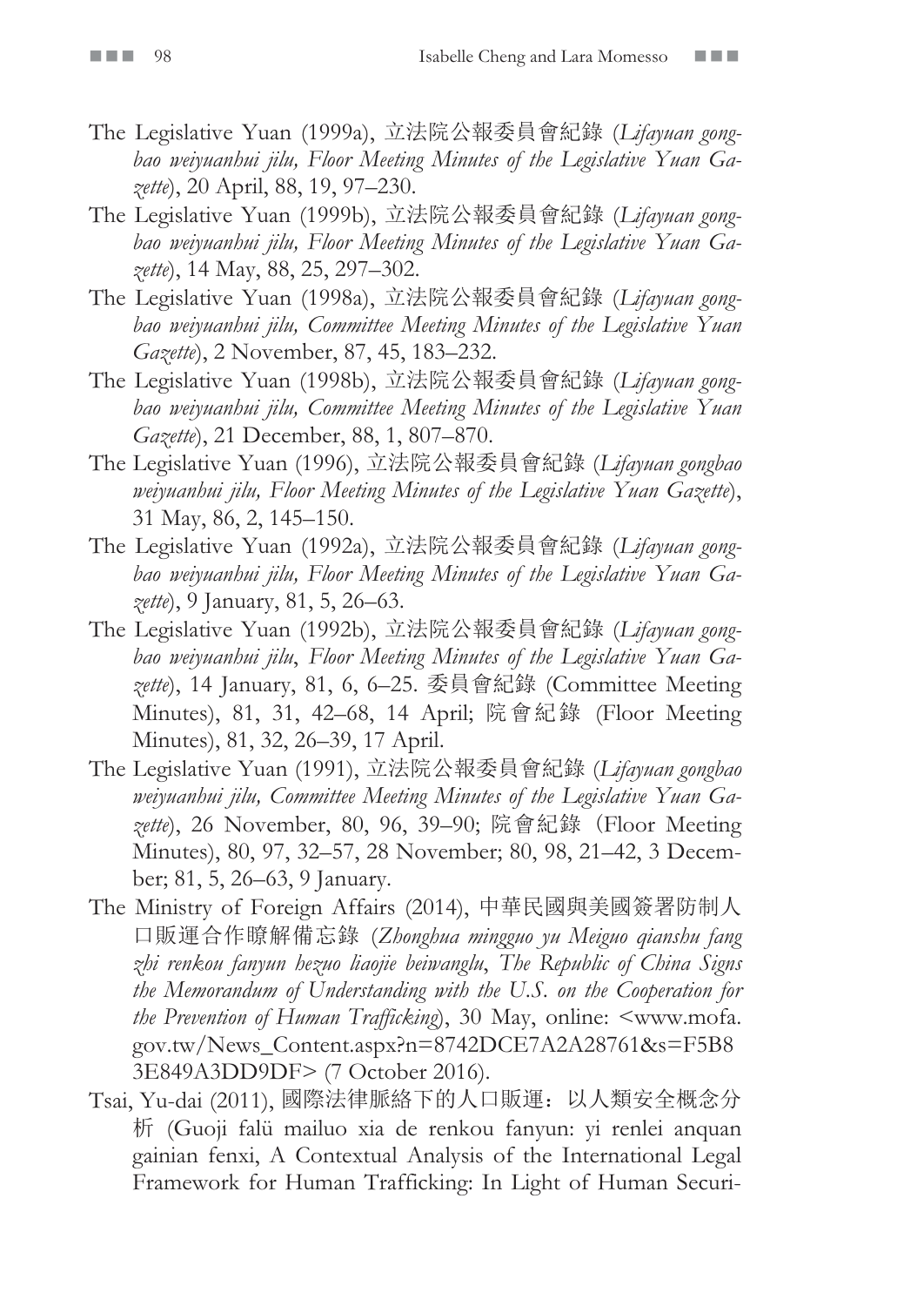The Legislative Yuan (1999a), 立法院公報委員會紀錄 (*Lifayuan gongbao weiyuanhui jilu, Floor Meeting Minutes of the Legislative Yuan Gazette*), 20 April, 88, 19, 97–230.

The Legislative Yuan (1999b), 立法院公報委員會紀錄 (*Lifayuan gongbao weiyuanhui jilu, Floor Meeting Minutes of the Legislative Yuan Gazette*), 14 May, 88, 25, 297–302.

The Legislative Yuan (1998a), 立法院公報委員會紀錄 (*Lifayuan gongbao weiyuanhui jilu, Committee Meeting Minutes of the Legislative Yuan Gazette*), 2 November, 87, 45, 183–232.

The Legislative Yuan (1998b), 立法院公報委員會紀錄 (*Lifayuan gongbao weiyuanhui jilu, Committee Meeting Minutes of the Legislative Yuan Gazette*), 21 December, 88, 1, 807–870.

The Legislative Yuan (1996), 立法院公報委員會紀錄 (*Lifayuan gongbao weiyuanhui jilu, Floor Meeting Minutes of the Legislative Yuan Gazette*), 31 May, 86, 2, 145–150.

The Legislative Yuan (1992a), 立法院公報委員會紀錄 (*Lifayuan gongbao weiyuanhui jilu, Floor Meeting Minutes of the Legislative Yuan Gazette*), 9 January, 81, 5, 26–63.

The Legislative Yuan (1992b), 立法院公報委員會紀錄 (*Lifayuan gongbao weiyuanhui jilu*, *Floor Meeting Minutes of the Legislative Yuan Gazette*), 14 January, 81, 6, 6–25. 委員會紀錄 (Committee Meeting Minutes), 81, 31, 42–68, 14 April; 院會紀錄 (Floor Meeting Minutes), 81, 32, 26–39, 17 April.

The Legislative Yuan (1991), 立法院公報委員會紀錄 (*Lifayuan gongbao weiyuanhui jilu, Committee Meeting Minutes of the Legislative Yuan Gazette*), 26 November, 80, 96, 39–90; 院會紀錄 (Floor Meeting Minutes), 80, 97, 32–57, 28 November; 80, 98, 21–42, 3 December; 81, 5, 26–63, 9 January.

The Ministry of Foreign Affairs (2014), 中華民國與美國簽署防制人口販運合作瞭解備忘錄 (*Zhonghua mingguo yu Meiguo qianshu fang zhi renkou fanyun hezuo liaojie beiwanglu*, *The Republic of China Signs the Memorandum of Understanding with the U.S. on the Cooperation for the Prevention of Human Trafficking*), 30 May, online: <www.mofa.gov.tw/News_Content.aspx?n=8742DCE7A2A28761&s=F5B83E849A3DD9DF> (7 October 2016).

Tsai, Yu-dai (2011), 國際法律脈絡下的人口販運：以人類安全概念分析 (Guoji falü mailuo xia de renkou fanyun: yi renlei anquan gainian fenxi, A Contextual Analysis of the International Legal Framework for Human Trafficking: In Light of Human Securi-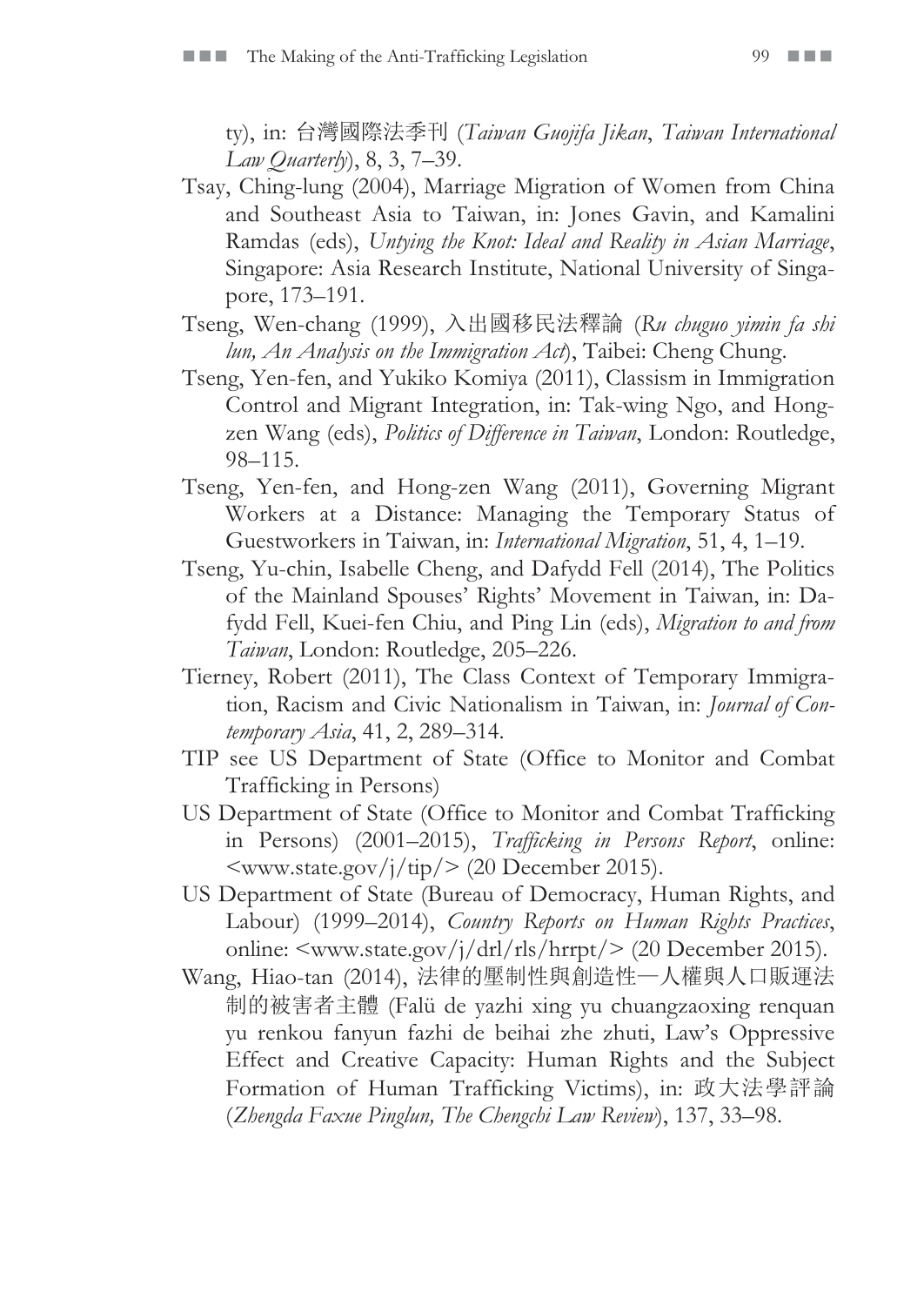ty), in: 台灣國際法季刊 (*Taiwan Guojifa Jikan*, *Taiwan International Law Quarterly*), 8, 3, 7–39.

Tsay, Ching-lung (2004), Marriage Migration of Women from China and Southeast Asia to Taiwan, in: Jones Gavin, and Kamalini Ramdas (eds), *Untying the Knot: Ideal and Reality in Asian Marriage*, Singapore: Asia Research Institute, National University of Singapore, 173–191.

Tseng, Wen-chang (1999), 入出國移民法釋論 (*Ru chuguo yimin fa shi lun, An Analysis on the Immigration Act*), Taibei: Cheng Chung.

Tseng, Yen-fen, and Yukiko Komiya (2011), Classism in Immigration Control and Migrant Integration, in: Tak-wing Ngo, and Hong-zen Wang (eds), *Politics of Difference in Taiwan*, London: Routledge, 98–115.

Tseng, Yen-fen, and Hong-zen Wang (2011), Governing Migrant Workers at a Distance: Managing the Temporary Status of Guestworkers in Taiwan, in: *International Migration*, 51, 4, 1–19.

Tseng, Yu-chin, Isabelle Cheng, and Dafydd Fell (2014), The Politics of the Mainland Spouses' Rights' Movement in Taiwan, in: Dafydd Fell, Kuei-fen Chiu, and Ping Lin (eds), *Migration to and from Taiwan*, London: Routledge, 205–226.

Tierney, Robert (2011), The Class Context of Temporary Immigration, Racism and Civic Nationalism in Taiwan, in: *Journal of Contemporary Asia*, 41, 2, 289–314.

TIP see US Department of State (Office to Monitor and Combat Trafficking in Persons)

US Department of State (Office to Monitor and Combat Trafficking in Persons) (2001–2015), *Trafficking in Persons Report*, online: <www.state.gov/j/tip/> (20 December 2015).

US Department of State (Bureau of Democracy, Human Rights, and Labour) (1999–2014), *Country Reports on Human Rights Practices*, online: <www.state.gov/j/drl/rls/hrrpt/> (20 December 2015).

Wang, Hiao-tan (2014), 法律的壓制性與創造性—人權與人口販運法制的被害者主體 (Falü de yazhi xing yu chuangzaoxing renquan yu renkou fanyun fazhi de beihai zhe zhuti, Law's Oppressive Effect and Creative Capacity: Human Rights and the Subject Formation of Human Trafficking Victims), in: 政大法學評論 (*Zhengda Faxue Pinglun, The Chengchi Law Review*), 137, 33–98.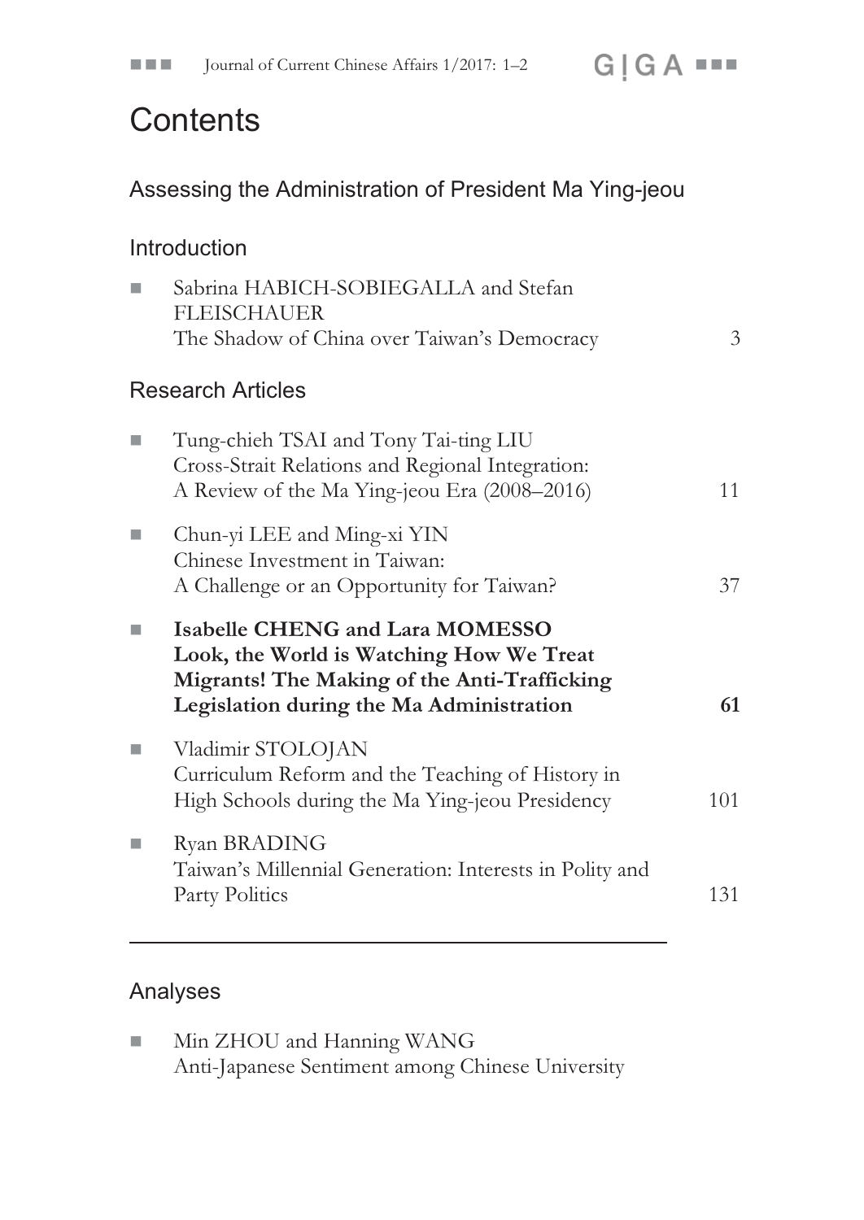# Contents

## Assessing the Administration of President Ma Ying-jeou

### Introduction

- Sabrina HABICH-SOBIEGALLA and Stefan FLEISCHAUER
  The Shadow of China over Taiwan's Democracy ... 3

### Research Articles

- Tung-chieh TSAI and Tony Tai-ting LIU
  Cross-Strait Relations and Regional Integration: A Review of the Ma Ying-jeou Era (2008–2016) ... 11
- Chun-yi LEE and Ming-xi YIN
  Chinese Investment in Taiwan: A Challenge or an Opportunity for Taiwan? ... 37
- **Isabelle CHENG and Lara MOMESSO**
  **Look, the World is Watching How We Treat Migrants! The Making of the Anti-Trafficking Legislation during the Ma Administration ... 61**
- Vladimir STOLOJAN
  Curriculum Reform and the Teaching of History in High Schools during the Ma Ying-jeou Presidency ... 101
- Ryan BRADING
  Taiwan's Millennial Generation: Interests in Polity and Party Politics ... 131

---

### Analyses

- Min ZHOU and Hanning WANG
  Anti-Japanese Sentiment among Chinese University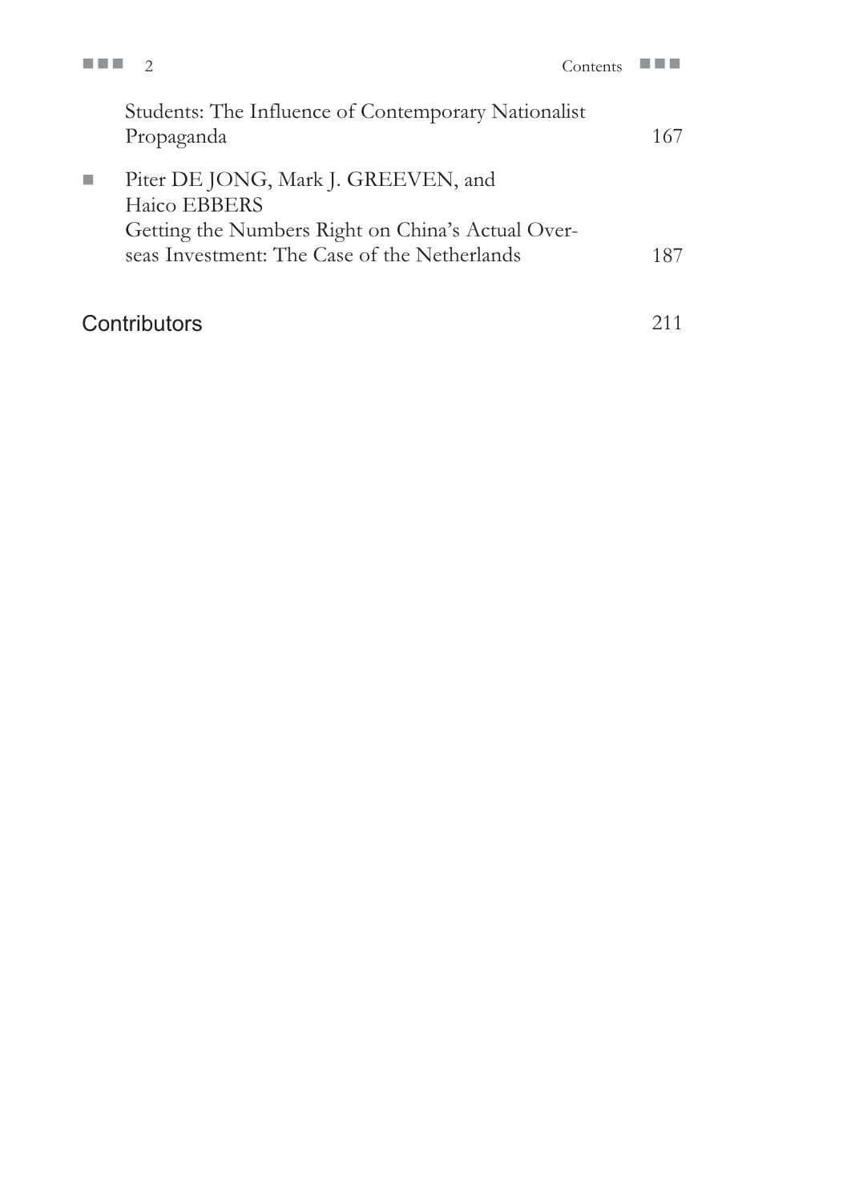Students: The Influence of Contemporary Nationalist Propaganda 167

- Piter DE JONG, Mark J. GREEVEN, and Haico EBBERS
  Getting the Numbers Right on China's Actual Overseas Investment: The Case of the Netherlands 187

Contributors 211